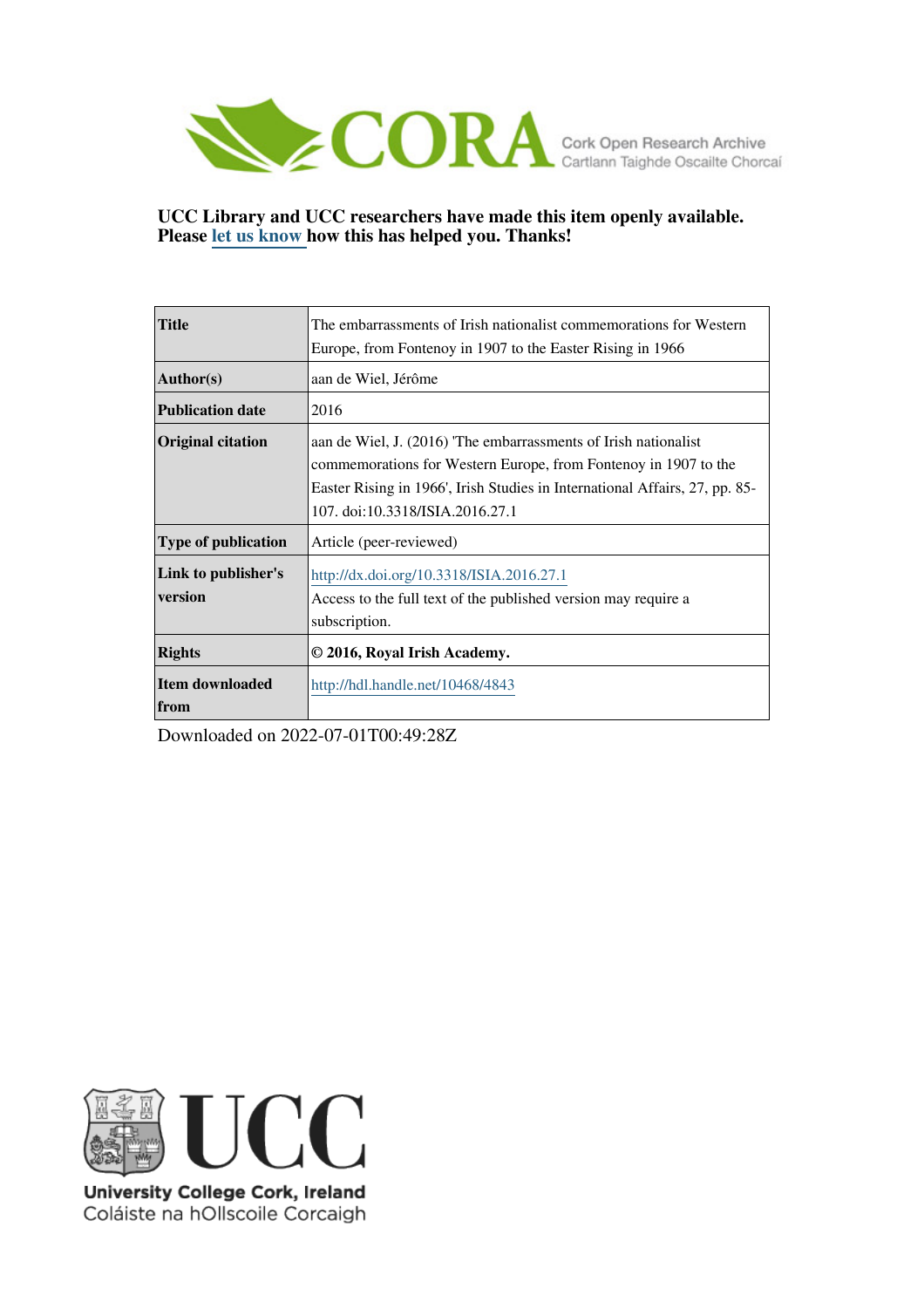CORA Cork Open Research Archive
Cartlann Taighde Oscailte Chorcaí

**UCC Library and UCC researchers have made this item openly available. Please let us know how this has helped you. Thanks!**

| | |
|---|---|
| **Title** | The embarrassments of Irish nationalist commemorations for Western Europe, from Fontenoy in 1907 to the Easter Rising in 1966 |
| **Author(s)** | aan de Wiel, Jérôme |
| **Publication date** | 2016 |
| **Original citation** | aan de Wiel, J. (2016) 'The embarrassments of Irish nationalist commemorations for Western Europe, from Fontenoy in 1907 to the Easter Rising in 1966', Irish Studies in International Affairs, 27, pp. 85-107. doi:10.3318/ISIA.2016.27.1 |
| **Type of publication** | Article (peer-reviewed) |
| **Link to publisher's version** | http://dx.doi.org/10.3318/ISIA.2016.27.1 Access to the full text of the published version may require a subscription. |
| **Rights** | **© 2016, Royal Irish Academy.** |
| **Item downloaded from** | http://hdl.handle.net/10468/4843 |

Downloaded on 2022-07-01T00:49:28Z

UCC
University College Cork, Ireland
Coláiste na hOllscoile Corcaigh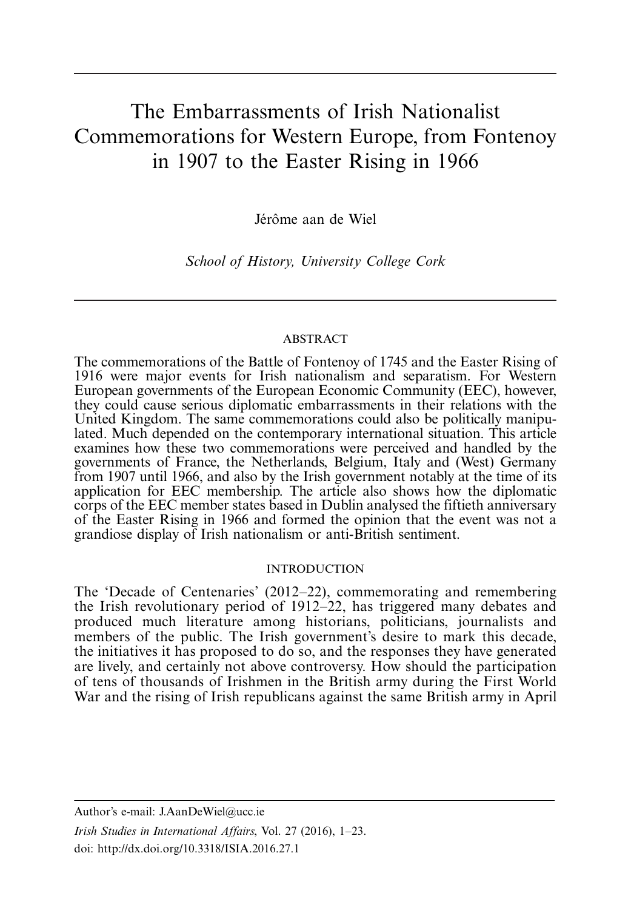# The Embarrassments of Irish Nationalist Commemorations for Western Europe, from Fontenoy in 1907 to the Easter Rising in 1966

Jérôme aan de Wiel

*School of History, University College Cork*

## ABSTRACT

The commemorations of the Battle of Fontenoy of 1745 and the Easter Rising of 1916 were major events for Irish nationalism and separatism. For Western European governments of the European Economic Community (EEC), however, they could cause serious diplomatic embarrassments in their relations with the United Kingdom. The same commemorations could also be politically manipulated. Much depended on the contemporary international situation. This article examines how these two commemorations were perceived and handled by the governments of France, the Netherlands, Belgium, Italy and (West) Germany from 1907 until 1966, and also by the Irish government notably at the time of its application for EEC membership. The article also shows how the diplomatic corps of the EEC member states based in Dublin analysed the fiftieth anniversary of the Easter Rising in 1966 and formed the opinion that the event was not a grandiose display of Irish nationalism or anti-British sentiment.

## INTRODUCTION

The 'Decade of Centenaries' (2012–22), commemorating and remembering the Irish revolutionary period of 1912–22, has triggered many debates and produced much literature among historians, politicians, journalists and members of the public. The Irish government's desire to mark this decade, the initiatives it has proposed to do so, and the responses they have generated are lively, and certainly not above controversy. How should the participation of tens of thousands of Irishmen in the British army during the First World War and the rising of Irish republicans against the same British army in April

Author's e-mail: J.AanDeWiel@ucc.ie

*Irish Studies in International Affairs*, Vol. 27 (2016), 1–23.

doi: http://dx.doi.org/10.3318/ISIA.2016.27.1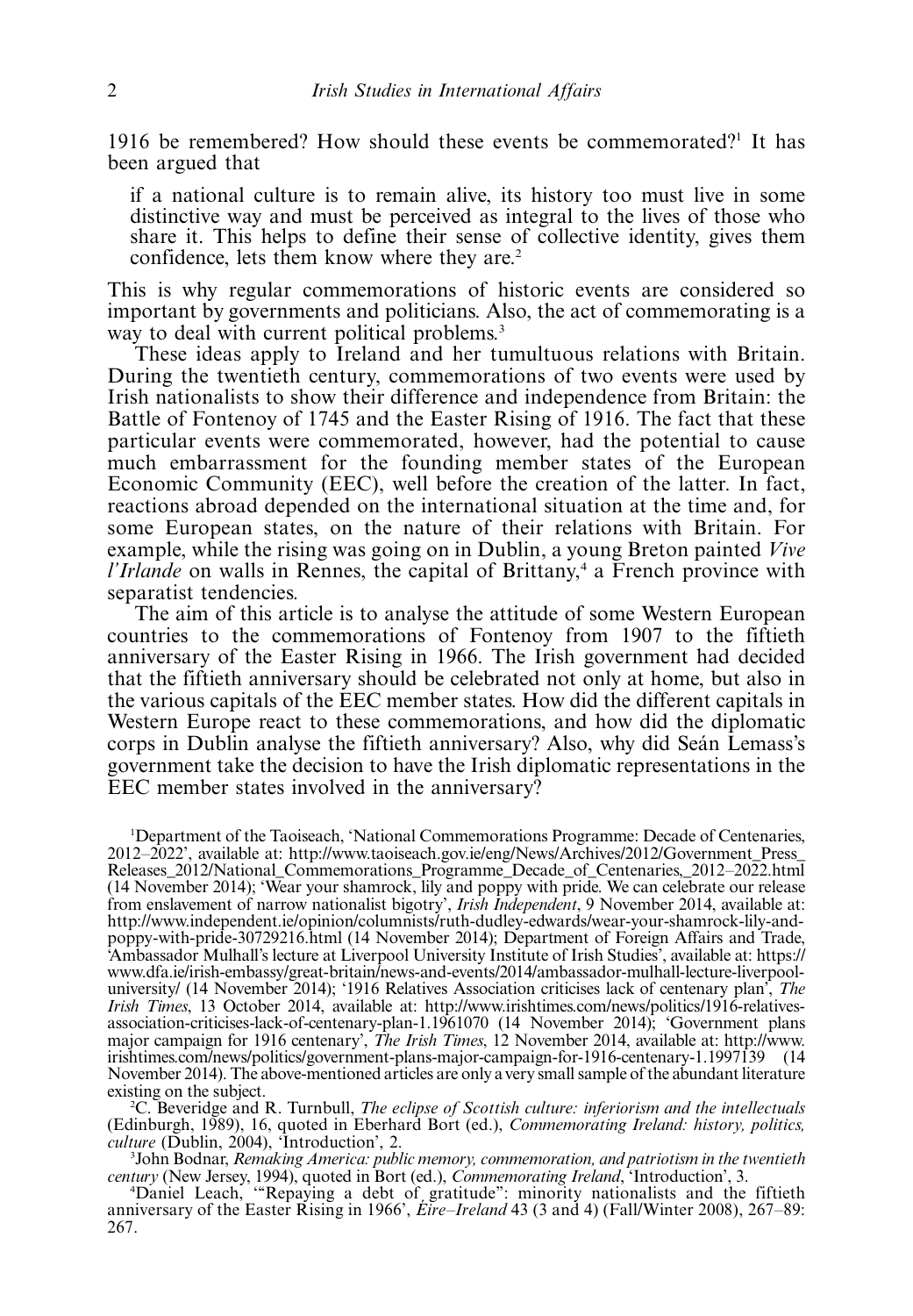1916 be remembered? How should these events be commemorated?[1] It has been argued that

> if a national culture is to remain alive, its history too must live in some distinctive way and must be perceived as integral to the lives of those who share it. This helps to define their sense of collective identity, gives them confidence, lets them know where they are.[2]

This is why regular commemorations of historic events are considered so important by governments and politicians. Also, the act of commemorating is a way to deal with current political problems.[3]

These ideas apply to Ireland and her tumultuous relations with Britain. During the twentieth century, commemorations of two events were used by Irish nationalists to show their difference and independence from Britain: the Battle of Fontenoy of 1745 and the Easter Rising of 1916. The fact that these particular events were commemorated, however, had the potential to cause much embarrassment for the founding member states of the European Economic Community (EEC), well before the creation of the latter. In fact, reactions abroad depended on the international situation at the time and, for some European states, on the nature of their relations with Britain. For example, while the rising was going on in Dublin, a young Breton painted *Vive l'Irlande* on walls in Rennes, the capital of Brittany,[4] a French province with separatist tendencies.

The aim of this article is to analyse the attitude of some Western European countries to the commemorations of Fontenoy from 1907 to the fiftieth anniversary of the Easter Rising in 1966. The Irish government had decided that the fiftieth anniversary should be celebrated not only at home, but also in the various capitals of the EEC member states. How did the different capitals in Western Europe react to these commemorations, and how did the diplomatic corps in Dublin analyse the fiftieth anniversary? Also, why did Seán Lemass's government take the decision to have the Irish diplomatic representations in the EEC member states involved in the anniversary?

[1] Department of the Taoiseach, 'National Commemorations Programme: Decade of Centenaries, 2012–2022', available at: http://www.taoiseach.gov.ie/eng/News/Archives/2012/Government_Press_Releases_2012/National_Commemorations_Programme_Decade_of_Centenaries,_2012–2022.html (14 November 2014); 'Wear your shamrock, lily and poppy with pride. We can celebrate our release from enslavement of narrow nationalist bigotry', *Irish Independent*, 9 November 2014, available at: http://www.independent.ie/opinion/columnists/ruth-dudley-edwards/wear-your-shamrock-lily-and-poppy-with-pride-30729216.html (14 November 2014); Department of Foreign Affairs and Trade, 'Ambassador Mulhall's lecture at Liverpool University Institute of Irish Studies', available at: https://www.dfa.ie/irish-embassy/great-britain/news-and-events/2014/ambassador-mulhall-lecture-liverpool-university/ (14 November 2014); '1916 Relatives Association criticises lack of centenary plan', *The Irish Times*, 13 October 2014, available at: http://www.irishtimes.com/news/politics/1916-relatives-association-criticises-lack-of-centenary-plan-1.1961070 (14 November 2014); 'Government plans major campaign for 1916 centenary', *The Irish Times*, 12 November 2014, available at: http://www.irishtimes.com/news/politics/government-plans-major-campaign-for-1916-centenary-1.1997139 (14 November 2014). The above-mentioned articles are only a very small sample of the abundant literature existing on the subject.

[2] C. Beveridge and R. Turnbull, *The eclipse of Scottish culture: inferiorism and the intellectuals* (Edinburgh, 1989), 16, quoted in Eberhard Bort (ed.), *Commemorating Ireland: history, politics, culture* (Dublin, 2004), 'Introduction', 2.

[3] John Bodnar, *Remaking America: public memory, commemoration, and patriotism in the twentieth century* (New Jersey, 1994), quoted in Bort (ed.), *Commemorating Ireland*, 'Introduction', 3.

[4] Daniel Leach, '"Repaying a debt of gratitude": minority nationalists and the fiftieth anniversary of the Easter Rising in 1966', *Éire–Ireland* 43 (3 and 4) (Fall/Winter 2008), 267–89: 267.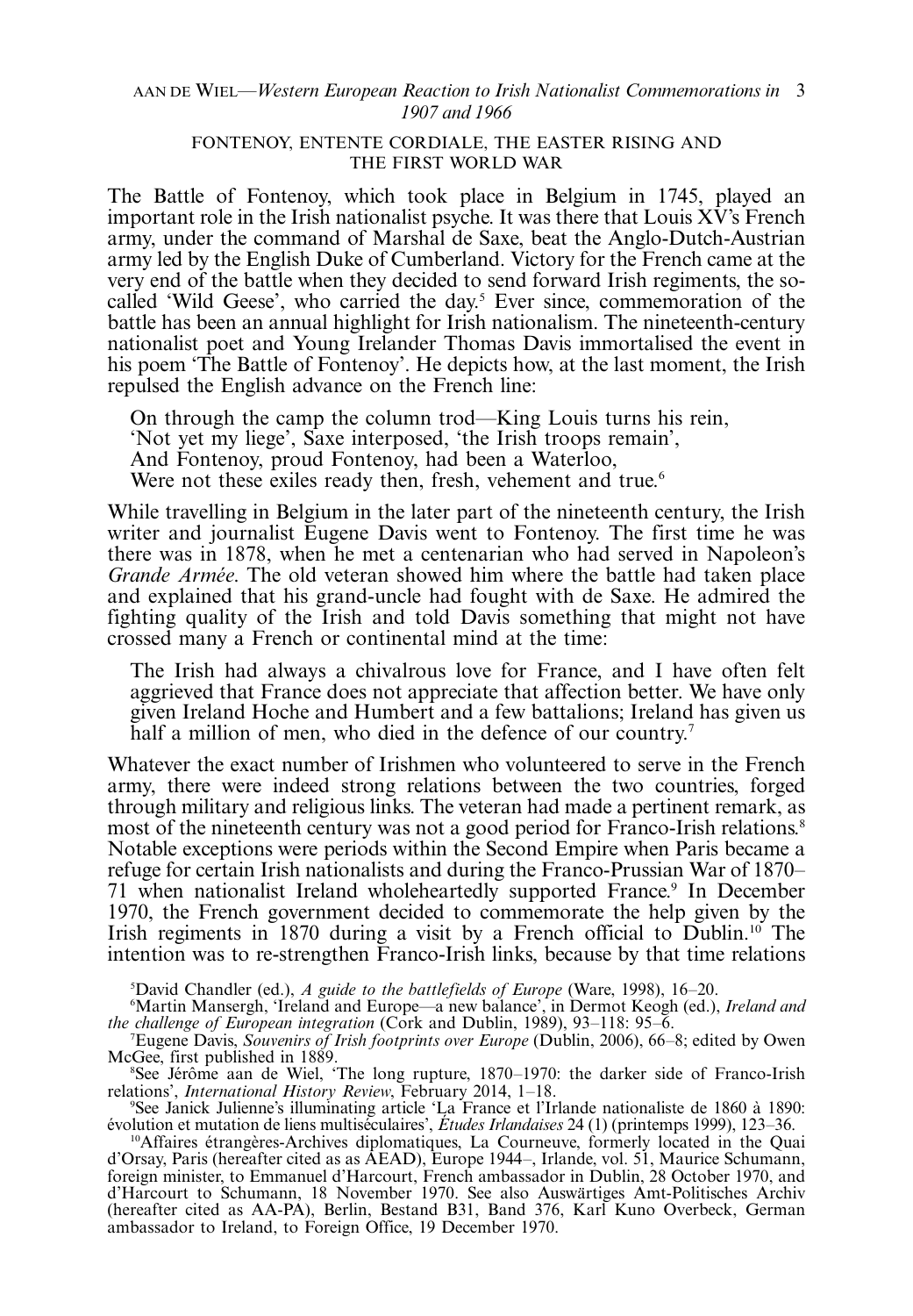## FONTENOY, ENTENTE CORDIALE, THE EASTER RISING AND THE FIRST WORLD WAR

The Battle of Fontenoy, which took place in Belgium in 1745, played an important role in the Irish nationalist psyche. It was there that Louis XV's French army, under the command of Marshal de Saxe, beat the Anglo-Dutch-Austrian army led by the English Duke of Cumberland. Victory for the French came at the very end of the battle when they decided to send forward Irish regiments, the so-called 'Wild Geese', who carried the day.[5] Ever since, commemoration of the battle has been an annual highlight for Irish nationalism. The nineteenth-century nationalist poet and Young Irelander Thomas Davis immortalised the event in his poem 'The Battle of Fontenoy'. He depicts how, at the last moment, the Irish repulsed the English advance on the French line:

> On through the camp the column trod—King Louis turns his rein,
> 'Not yet my liege', Saxe interposed, 'the Irish troops remain',
> And Fontenoy, proud Fontenoy, had been a Waterloo,
> Were not these exiles ready then, fresh, vehement and true.[6]

While travelling in Belgium in the later part of the nineteenth century, the Irish writer and journalist Eugene Davis went to Fontenoy. The first time he was there was in 1878, when he met a centenarian who had served in Napoleon's *Grande Armée*. The old veteran showed him where the battle had taken place and explained that his grand-uncle had fought with de Saxe. He admired the fighting quality of the Irish and told Davis something that might not have crossed many a French or continental mind at the time:

> The Irish had always a chivalrous love for France, and I have often felt aggrieved that France does not appreciate that affection better. We have only given Ireland Hoche and Humbert and a few battalions; Ireland has given us half a million of men, who died in the defence of our country.[7]

Whatever the exact number of Irishmen who volunteered to serve in the French army, there were indeed strong relations between the two countries, forged through military and religious links. The veteran had made a pertinent remark, as most of the nineteenth century was not a good period for Franco-Irish relations.[8] Notable exceptions were periods within the Second Empire when Paris became a refuge for certain Irish nationalists and during the Franco-Prussian War of 1870–71 when nationalist Ireland wholeheartedly supported France.[9] In December 1970, the French government decided to commemorate the help given by the Irish regiments in 1870 during a visit by a French official to Dublin.[10] The intention was to re-strengthen Franco-Irish links, because by that time relations

[5]David Chandler (ed.), *A guide to the battlefields of Europe* (Ware, 1998), 16–20.

[6]Martin Mansergh, 'Ireland and Europe—a new balance', in Dermot Keogh (ed.), *Ireland and the challenge of European integration* (Cork and Dublin, 1989), 93–118: 95–6.

[7]Eugene Davis, *Souvenirs of Irish footprints over Europe* (Dublin, 2006), 66–8; edited by Owen McGee, first published in 1889.

[8]See Jérôme aan de Wiel, 'The long rupture, 1870–1970: the darker side of Franco-Irish relations', *International History Review*, February 2014, 1–18.

[9]See Janick Julienne's illuminating article 'La France et l'Irlande nationaliste de 1860 à 1890: évolution et mutation de liens multiséculaires', *Études Irlandaises* 24 (1) (printemps 1999), 123–36.

[10]Affaires étrangères-Archives diplomatiques, La Courneuve, formerly located in the Quai d'Orsay, Paris (hereafter cited as AEAD), Europe 1944–, Irlande, vol. 51, Maurice Schumann, foreign minister, to Emmanuel d'Harcourt, French ambassador in Dublin, 28 October 1970, and d'Harcourt to Schumann, 18 November 1970. See also Auswärtiges Amt-Politisches Archiv (hereafter cited as AA-PA), Berlin, Bestand B31, Band 376, Karl Kuno Overbeck, German ambassador to Ireland, to Foreign Office, 19 December 1970.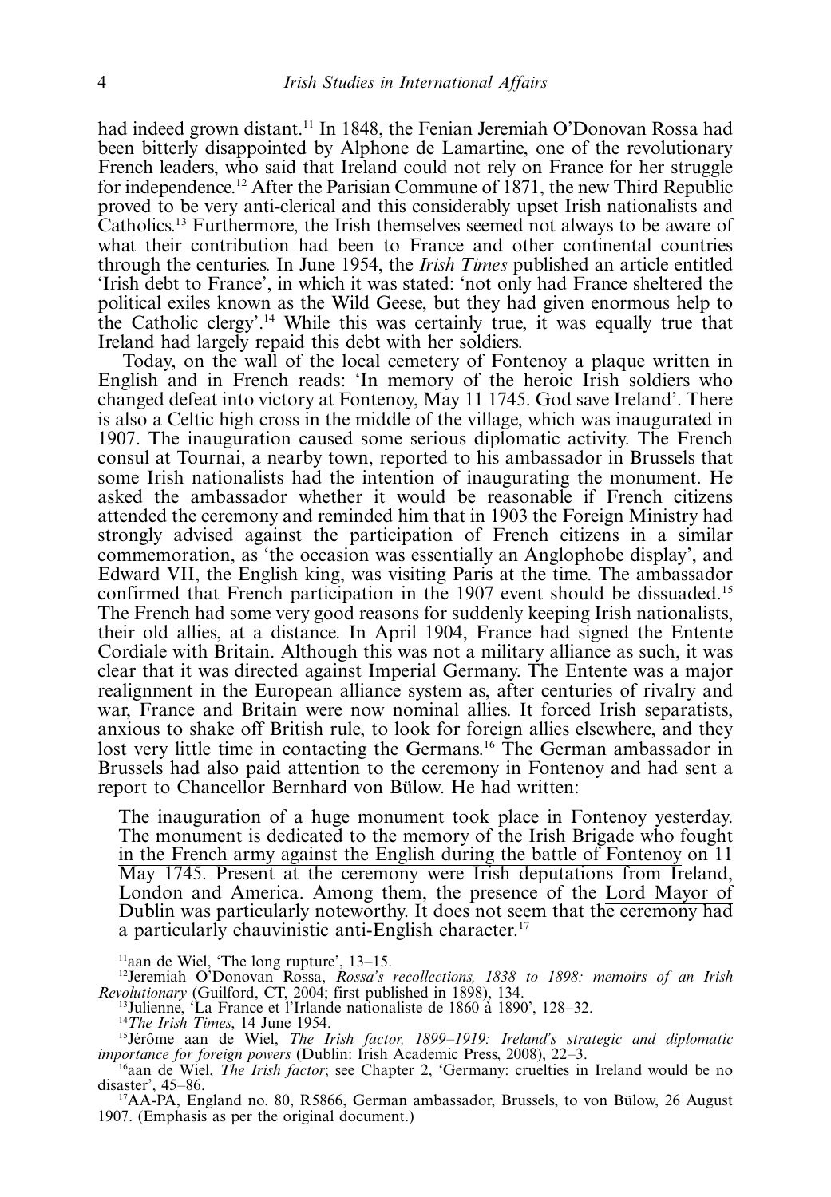had indeed grown distant.[11] In 1848, the Fenian Jeremiah O'Donovan Rossa had been bitterly disappointed by Alphone de Lamartine, one of the revolutionary French leaders, who said that Ireland could not rely on France for her struggle for independence.[12] After the Parisian Commune of 1871, the new Third Republic proved to be very anti-clerical and this considerably upset Irish nationalists and Catholics.[13] Furthermore, the Irish themselves seemed not always to be aware of what their contribution had been to France and other continental countries through the centuries. In June 1954, the *Irish Times* published an article entitled 'Irish debt to France', in which it was stated: 'not only had France sheltered the political exiles known as the Wild Geese, but they had given enormous help to the Catholic clergy'.[14] While this was certainly true, it was equally true that Ireland had largely repaid this debt with her soldiers.

Today, on the wall of the local cemetery of Fontenoy a plaque written in English and in French reads: 'In memory of the heroic Irish soldiers who changed defeat into victory at Fontenoy, May 11 1745. God save Ireland'. There is also a Celtic high cross in the middle of the village, which was inaugurated in 1907. The inauguration caused some serious diplomatic activity. The French consul at Tournai, a nearby town, reported to his ambassador in Brussels that some Irish nationalists had the intention of inaugurating the monument. He asked the ambassador whether it would be reasonable if French citizens attended the ceremony and reminded him that in 1903 the Foreign Ministry had strongly advised against the participation of French citizens in a similar commemoration, as 'the occasion was essentially an Anglophobe display', and Edward VII, the English king, was visiting Paris at the time. The ambassador confirmed that French participation in the 1907 event should be dissuaded.[15] The French had some very good reasons for suddenly keeping Irish nationalists, their old allies, at a distance. In April 1904, France had signed the Entente Cordiale with Britain. Although this was not a military alliance as such, it was clear that it was directed against Imperial Germany. The Entente was a major realignment in the European alliance system as, after centuries of rivalry and war, France and Britain were now nominal allies. It forced Irish separatists, anxious to shake off British rule, to look for foreign allies elsewhere, and they lost very little time in contacting the Germans.[16] The German ambassador in Brussels had also paid attention to the ceremony in Fontenoy and had sent a report to Chancellor Bernhard von Bülow. He had written:

> The inauguration of a huge monument took place in Fontenoy yesterday. The monument is dedicated to the memory of the <u>Irish Brigade who fought in the French army against the English during the battle of Fontenoy on 11 May 1745</u>. Present at the ceremony were Irish deputations from Ireland, London and America. Among them, the presence of the <u>Lord Mayor of Dublin</u> was particularly noteworthy. It does not seem that <u>the ceremony had a particularly chauvinistic anti-English character</u>.[17]

[11]aan de Wiel, 'The long rupture', 13–15.

[12]Jeremiah O'Donovan Rossa, *Rossa's recollections, 1838 to 1898: memoirs of an Irish Revolutionary* (Guilford, CT, 2004; first published in 1898), 134.

[13]Julienne, 'La France et l'Irlande nationaliste de 1860 à 1890', 128–32.

[14]*The Irish Times*, 14 June 1954.

[15]Jérôme aan de Wiel, *The Irish factor, 1899–1919: Ireland's strategic and diplomatic importance for foreign powers* (Dublin: Irish Academic Press, 2008), 22–3.

[16]aan de Wiel, *The Irish factor*; see Chapter 2, 'Germany: cruelties in Ireland would be no disaster', 45–86.

[17]AA-PA, England no. 80, R5866, German ambassador, Brussels, to von Bülow, 26 August 1907. (Emphasis as per the original document.)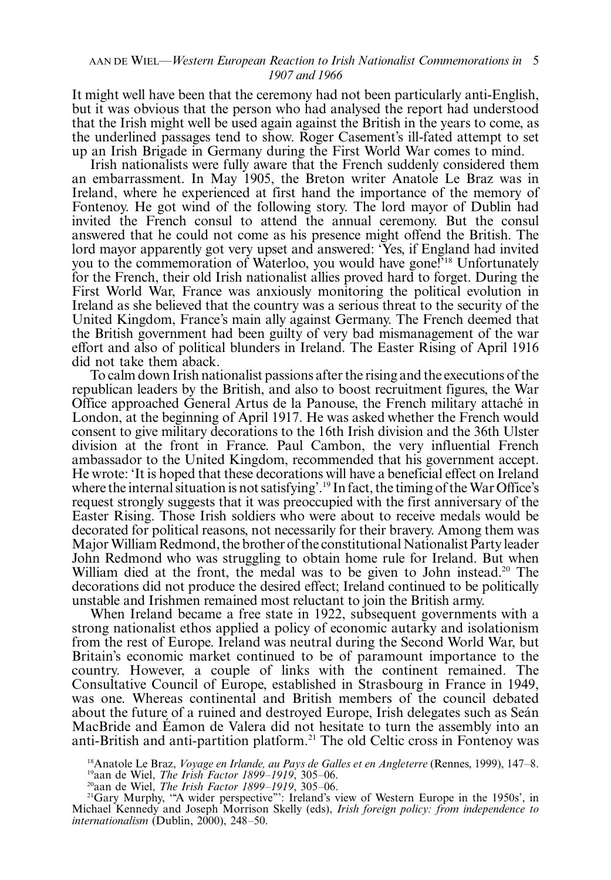It might well have been that the ceremony had not been particularly anti-English, but it was obvious that the person who had analysed the report had understood that the Irish might well be used again against the British in the years to come, as the underlined passages tend to show. Roger Casement's ill-fated attempt to set up an Irish Brigade in Germany during the First World War comes to mind.

Irish nationalists were fully aware that the French suddenly considered them an embarrassment. In May 1905, the Breton writer Anatole Le Braz was in Ireland, where he experienced at first hand the importance of the memory of Fontenoy. He got wind of the following story. The lord mayor of Dublin had invited the French consul to attend the annual ceremony. But the consul answered that he could not come as his presence might offend the British. The lord mayor apparently got very upset and answered: 'Yes, if England had invited you to the commemoration of Waterloo, you would have gone!'[18] Unfortunately for the French, their old Irish nationalist allies proved hard to forget. During the First World War, France was anxiously monitoring the political evolution in Ireland as she believed that the country was a serious threat to the security of the United Kingdom, France's main ally against Germany. The French deemed that the British government had been guilty of very bad mismanagement of the war effort and also of political blunders in Ireland. The Easter Rising of April 1916 did not take them aback.

To calm down Irish nationalist passions after the rising and the executions of the republican leaders by the British, and also to boost recruitment figures, the War Office approached General Artus de la Panouse, the French military attaché in London, at the beginning of April 1917. He was asked whether the French would consent to give military decorations to the 16th Irish division and the 36th Ulster division at the front in France. Paul Cambon, the very influential French ambassador to the United Kingdom, recommended that his government accept. He wrote: 'It is hoped that these decorations will have a beneficial effect on Ireland where the internal situation is not satisfying'.[19] In fact, the timing of the War Office's request strongly suggests that it was preoccupied with the first anniversary of the Easter Rising. Those Irish soldiers who were about to receive medals would be decorated for political reasons, not necessarily for their bravery. Among them was Major William Redmond, the brother of the constitutional Nationalist Party leader John Redmond who was struggling to obtain home rule for Ireland. But when William died at the front, the medal was to be given to John instead.[20] The decorations did not produce the desired effect; Ireland continued to be politically unstable and Irishmen remained most reluctant to join the British army.

When Ireland became a free state in 1922, subsequent governments with a strong nationalist ethos applied a policy of economic autarky and isolationism from the rest of Europe. Ireland was neutral during the Second World War, but Britain's economic market continued to be of paramount importance to the country. However, a couple of links with the continent remained. The Consultative Council of Europe, established in Strasbourg in France in 1949, was one. Whereas continental and British members of the council debated about the future of a ruined and destroyed Europe, Irish delegates such as Seán MacBride and Éamon de Valera did not hesitate to turn the assembly into an anti-British and anti-partition platform.[21] The old Celtic cross in Fontenoy was

[18] Anatole Le Braz, *Voyage en Irlande, au Pays de Galles et en Angleterre* (Rennes, 1999), 147–8.

[19] aan de Wiel, *The Irish Factor 1899–1919*, 305–06.

[20] aan de Wiel, *The Irish Factor 1899–1919*, 305–06.

[21] Gary Murphy, '"A wider perspective"': Ireland's view of Western Europe in the 1950s', in Michael Kennedy and Joseph Morrison Skelly (eds), *Irish foreign policy: from independence to internationalism* (Dublin, 2000), 248–50.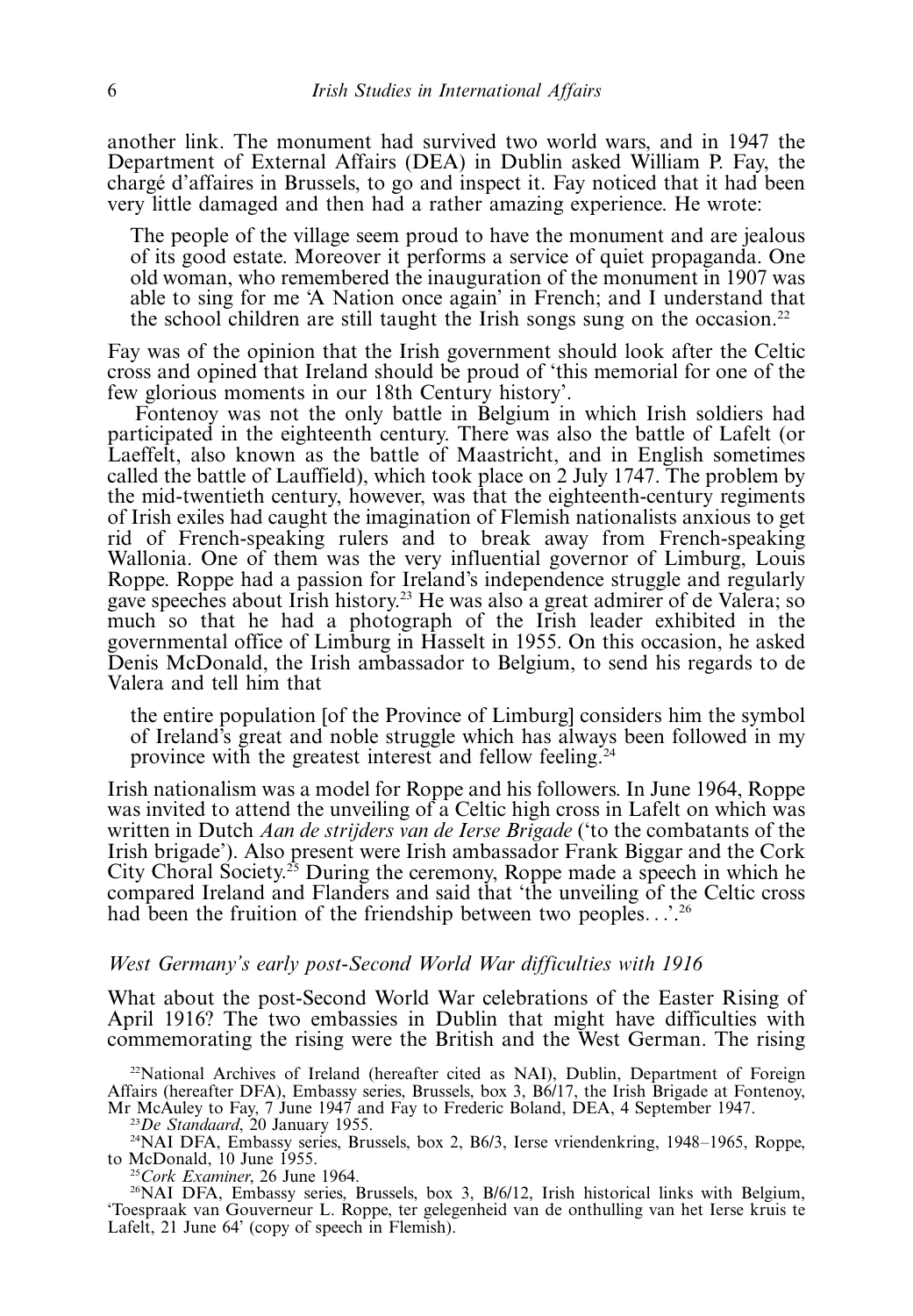another link. The monument had survived two world wars, and in 1947 the Department of External Affairs (DEA) in Dublin asked William P. Fay, the chargé d'affaires in Brussels, to go and inspect it. Fay noticed that it had been very little damaged and then had a rather amazing experience. He wrote:

> The people of the village seem proud to have the monument and are jealous of its good estate. Moreover it performs a service of quiet propaganda. One old woman, who remembered the inauguration of the monument in 1907 was able to sing for me 'A Nation once again' in French; and I understand that the school children are still taught the Irish songs sung on the occasion.[22]

Fay was of the opinion that the Irish government should look after the Celtic cross and opined that Ireland should be proud of 'this memorial for one of the few glorious moments in our 18th Century history'.

Fontenoy was not the only battle in Belgium in which Irish soldiers had participated in the eighteenth century. There was also the battle of Lafelt (or Laeffelt, also known as the battle of Maastricht, and in English sometimes called the battle of Lauffield), which took place on 2 July 1747. The problem by the mid-twentieth century, however, was that the eighteenth-century regiments of Irish exiles had caught the imagination of Flemish nationalists anxious to get rid of French-speaking rulers and to break away from French-speaking Wallonia. One of them was the very influential governor of Limburg, Louis Roppe. Roppe had a passion for Ireland's independence struggle and regularly gave speeches about Irish history.[23] He was also a great admirer of de Valera; so much so that he had a photograph of the Irish leader exhibited in the governmental office of Limburg in Hasselt in 1955. On this occasion, he asked Denis McDonald, the Irish ambassador to Belgium, to send his regards to de Valera and tell him that

> the entire population [of the Province of Limburg] considers him the symbol of Ireland's great and noble struggle which has always been followed in my province with the greatest interest and fellow feeling.[24]

Irish nationalism was a model for Roppe and his followers. In June 1964, Roppe was invited to attend the unveiling of a Celtic high cross in Lafelt on which was written in Dutch *Aan de strijders van de Ierse Brigade* ('to the combatants of the Irish brigade'). Also present were Irish ambassador Frank Biggar and the Cork City Choral Society.[25] During the ceremony, Roppe made a speech in which he compared Ireland and Flanders and said that 'the unveiling of the Celtic cross had been the fruition of the friendship between two peoples...'.[26]

### *West Germany's early post-Second World War difficulties with 1916*

What about the post-Second World War celebrations of the Easter Rising of April 1916? The two embassies in Dublin that might have difficulties with commemorating the rising were the British and the West German. The rising

[22] National Archives of Ireland (hereafter cited as NAI), Dublin, Department of Foreign Affairs (hereafter DFA), Embassy series, Brussels, box 3, B6/17, the Irish Brigade at Fontenoy, Mr McAuley to Fay, 7 June 1947 and Fay to Frederic Boland, DEA, 4 September 1947.

[23] *De Standaard*, 20 January 1955.

[24] NAI DFA, Embassy series, Brussels, box 2, B6/3, Ierse vriendenkring, 1948–1965, Roppe, to McDonald, 10 June 1955.

[25] *Cork Examiner*, 26 June 1964.

[26] NAI DFA, Embassy series, Brussels, box 3, B/6/12, Irish historical links with Belgium, 'Toespraak van Gouverneur L. Roppe, ter gelegenheid van de onthulling van het Ierse kruis te Lafelt, 21 June 64' (copy of speech in Flemish).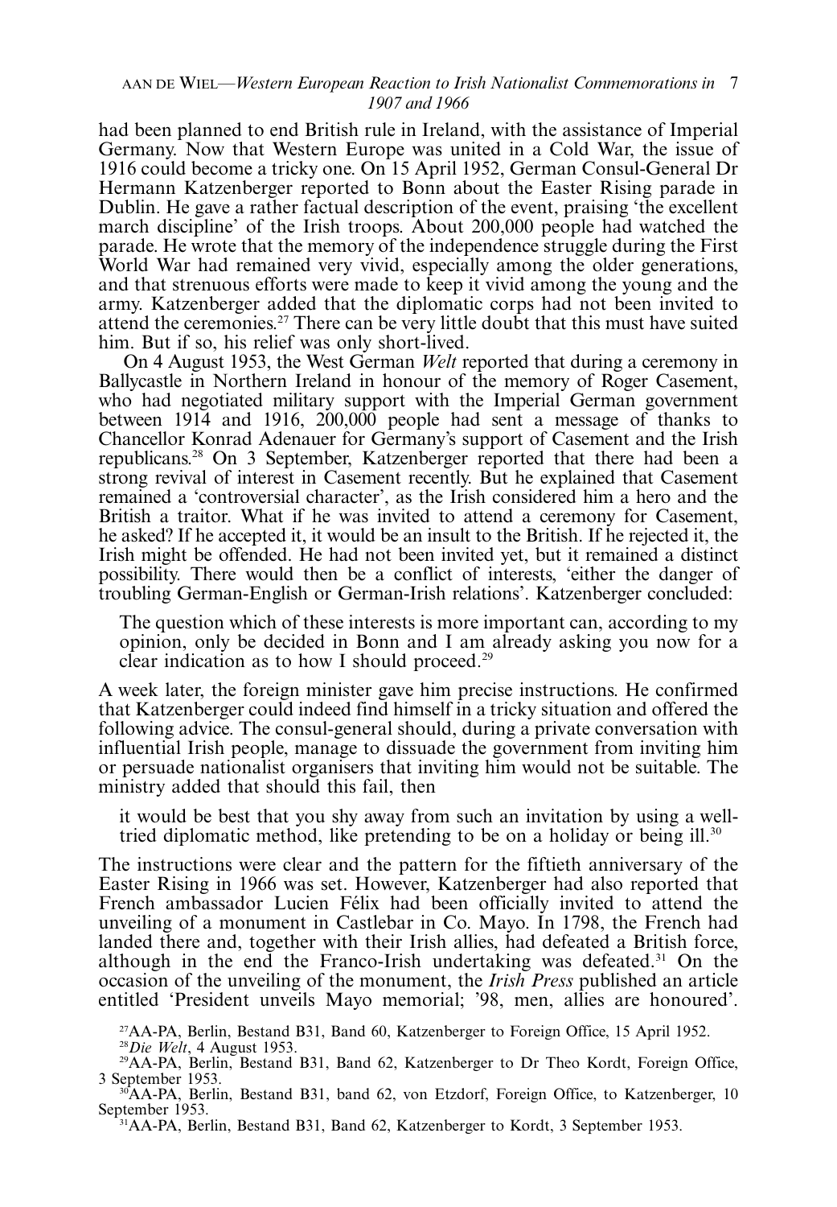had been planned to end British rule in Ireland, with the assistance of Imperial Germany. Now that Western Europe was united in a Cold War, the issue of 1916 could become a tricky one. On 15 April 1952, German Consul-General Dr Hermann Katzenberger reported to Bonn about the Easter Rising parade in Dublin. He gave a rather factual description of the event, praising 'the excellent march discipline' of the Irish troops. About 200,000 people had watched the parade. He wrote that the memory of the independence struggle during the First World War had remained very vivid, especially among the older generations, and that strenuous efforts were made to keep it vivid among the young and the army. Katzenberger added that the diplomatic corps had not been invited to attend the ceremonies.[27] There can be very little doubt that this must have suited him. But if so, his relief was only short-lived.

On 4 August 1953, the West German *Welt* reported that during a ceremony in Ballycastle in Northern Ireland in honour of the memory of Roger Casement, who had negotiated military support with the Imperial German government between 1914 and 1916, 200,000 people had sent a message of thanks to Chancellor Konrad Adenauer for Germany's support of Casement and the Irish republicans.[28] On 3 September, Katzenberger reported that there had been a strong revival of interest in Casement recently. But he explained that Casement remained a 'controversial character', as the Irish considered him a hero and the British a traitor. What if he was invited to attend a ceremony for Casement, he asked? If he accepted it, it would be an insult to the British. If he rejected it, the Irish might be offended. He had not been invited yet, but it remained a distinct possibility. There would then be a conflict of interests, 'either the danger of troubling German-English or German-Irish relations'. Katzenberger concluded:

> The question which of these interests is more important can, according to my opinion, only be decided in Bonn and I am already asking you now for a clear indication as to how I should proceed.[29]

A week later, the foreign minister gave him precise instructions. He confirmed that Katzenberger could indeed find himself in a tricky situation and offered the following advice. The consul-general should, during a private conversation with influential Irish people, manage to dissuade the government from inviting him or persuade nationalist organisers that inviting him would not be suitable. The ministry added that should this fail, then

> it would be best that you shy away from such an invitation by using a well-tried diplomatic method, like pretending to be on a holiday or being ill.[30]

The instructions were clear and the pattern for the fiftieth anniversary of the Easter Rising in 1966 was set. However, Katzenberger had also reported that French ambassador Lucien Félix had been officially invited to attend the unveiling of a monument in Castlebar in Co. Mayo. In 1798, the French had landed there and, together with their Irish allies, had defeated a British force, although in the end the Franco-Irish undertaking was defeated.[31] On the occasion of the unveiling of the monument, the *Irish Press* published an article entitled 'President unveils Mayo memorial; '98, men, allies are honoured'.

[27]AA-PA, Berlin, Bestand B31, Band 60, Katzenberger to Foreign Office, 15 April 1952.

[28]*Die Welt*, 4 August 1953.

[29]AA-PA, Berlin, Bestand B31, Band 62, Katzenberger to Dr Theo Kordt, Foreign Office, 3 September 1953.

[30]AA-PA, Berlin, Bestand B31, band 62, von Etzdorf, Foreign Office, to Katzenberger, 10 September 1953.

[31]AA-PA, Berlin, Bestand B31, Band 62, Katzenberger to Kordt, 3 September 1953.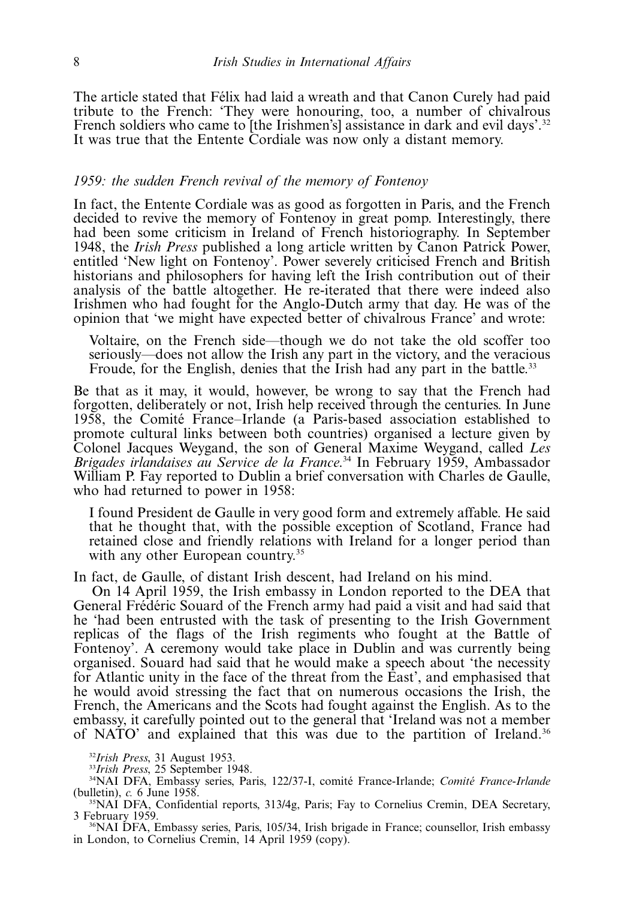The article stated that Félix had laid a wreath and that Canon Curely had paid tribute to the French: 'They were honouring, too, a number of chivalrous French soldiers who came to [the Irishmen's] assistance in dark and evil days'.[32] It was true that the Entente Cordiale was now only a distant memory.

### *1959: the sudden French revival of the memory of Fontenoy*

In fact, the Entente Cordiale was as good as forgotten in Paris, and the French decided to revive the memory of Fontenoy in great pomp. Interestingly, there had been some criticism in Ireland of French historiography. In September 1948, the *Irish Press* published a long article written by Canon Patrick Power, entitled 'New light on Fontenoy'. Power severely criticised French and British historians and philosophers for having left the Irish contribution out of their analysis of the battle altogether. He re-iterated that there were indeed also Irishmen who had fought for the Anglo-Dutch army that day. He was of the opinion that 'we might have expected better of chivalrous France' and wrote:

> Voltaire, on the French side—though we do not take the old scoffer too seriously—does not allow the Irish any part in the victory, and the veracious Froude, for the English, denies that the Irish had any part in the battle.[33]

Be that as it may, it would, however, be wrong to say that the French had forgotten, deliberately or not, Irish help received through the centuries. In June 1958, the Comité France–Irlande (a Paris-based association established to promote cultural links between both countries) organised a lecture given by Colonel Jacques Weygand, the son of General Maxime Weygand, called *Les Brigades irlandaises au Service de la France*.[34] In February 1959, Ambassador William P. Fay reported to Dublin a brief conversation with Charles de Gaulle, who had returned to power in 1958:

> I found President de Gaulle in very good form and extremely affable. He said that he thought that, with the possible exception of Scotland, France had retained close and friendly relations with Ireland for a longer period than with any other European country.[35]

In fact, de Gaulle, of distant Irish descent, had Ireland on his mind.

On 14 April 1959, the Irish embassy in London reported to the DEA that General Frédéric Souard of the French army had paid a visit and had said that he 'had been entrusted with the task of presenting to the Irish Government replicas of the flags of the Irish regiments who fought at the Battle of Fontenoy'. A ceremony would take place in Dublin and was currently being organised. Souard had said that he would make a speech about 'the necessity for Atlantic unity in the face of the threat from the East', and emphasised that he would avoid stressing the fact that on numerous occasions the Irish, the French, the Americans and the Scots had fought against the English. As to the embassy, it carefully pointed out to the general that 'Ireland was not a member of NATO' and explained that this was due to the partition of Ireland.[36]

[32] *Irish Press*, 31 August 1953.

[33] *Irish Press*, 25 September 1948.

[34] NAI DFA, Embassy series, Paris, 122/37-I, comité France-Irlande; *Comité France-Irlande* (bulletin), *c.* 6 June 1958.

[35] NAI DFA, Confidential reports, 313/4g, Paris; Fay to Cornelius Cremin, DEA Secretary, 3 February 1959.

[36] NAI DFA, Embassy series, Paris, 105/34, Irish brigade in France; counsellor, Irish embassy in London, to Cornelius Cremin, 14 April 1959 (copy).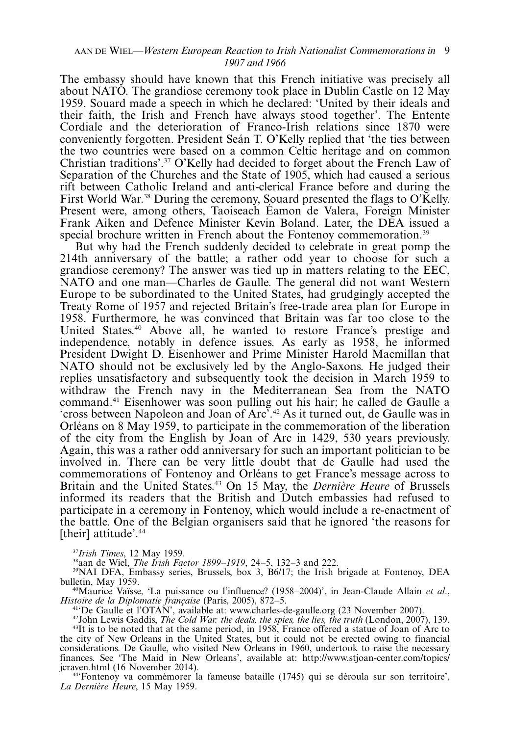The embassy should have known that this French initiative was precisely all about NATO. The grandiose ceremony took place in Dublin Castle on 12 May 1959. Souard made a speech in which he declared: 'United by their ideals and their faith, the Irish and French have always stood together'. The Entente Cordiale and the deterioration of Franco-Irish relations since 1870 were conveniently forgotten. President Seán T. O'Kelly replied that 'the ties between the two countries were based on a common Celtic heritage and on common Christian traditions'.[37] O'Kelly had decided to forget about the French Law of Separation of the Churches and the State of 1905, which had caused a serious rift between Catholic Ireland and anti-clerical France before and during the First World War.[38] During the ceremony, Souard presented the flags to O'Kelly. Present were, among others, Taoiseach Éamon de Valera, Foreign Minister Frank Aiken and Defence Minister Kevin Boland. Later, the DEA issued a special brochure written in French about the Fontenoy commemoration.[39]

But why had the French suddenly decided to celebrate in great pomp the 214th anniversary of the battle; a rather odd year to choose for such a grandiose ceremony? The answer was tied up in matters relating to the EEC, NATO and one man—Charles de Gaulle. The general did not want Western Europe to be subordinated to the United States, had grudgingly accepted the Treaty Rome of 1957 and rejected Britain's free-trade area plan for Europe in 1958. Furthermore, he was convinced that Britain was far too close to the United States.[40] Above all, he wanted to restore France's prestige and independence, notably in defence issues. As early as 1958, he informed President Dwight D. Eisenhower and Prime Minister Harold Macmillan that NATO should not be exclusively led by the Anglo-Saxons. He judged their replies unsatisfactory and subsequently took the decision in March 1959 to withdraw the French navy in the Mediterranean Sea from the NATO command.[41] Eisenhower was soon pulling out his hair; he called de Gaulle a 'cross between Napoleon and Joan of Arc'.[42] As it turned out, de Gaulle was in Orléans on 8 May 1959, to participate in the commemoration of the liberation of the city from the English by Joan of Arc in 1429, 530 years previously. Again, this was a rather odd anniversary for such an important politician to be involved in. There can be very little doubt that de Gaulle had used the commemorations of Fontenoy and Orléans to get France's message across to Britain and the United States.[43] On 15 May, the *Dernière Heure* of Brussels informed its readers that the British and Dutch embassies had refused to participate in a ceremony in Fontenoy, which would include a re-enactment of the battle. One of the Belgian organisers said that he ignored 'the reasons for [their] attitude'.[44]

[37] *Irish Times*, 12 May 1959.

[38] aan de Wiel, *The Irish Factor 1899–1919*, 24–5, 132–3 and 222.

[39] NAI DFA, Embassy series, Brussels, box 3, B6/17; the Irish brigade at Fontenoy, DEA bulletin, May 1959.

[40] Maurice Vaïsse, 'La puissance ou l'influence? (1958–2004)', in Jean-Claude Allain *et al*., *Histoire de la Diplomatie française* (Paris, 2005), 872–5.

[41] 'De Gaulle et l'OTAN', available at: www.charles-de-gaulle.org (23 November 2007).

[42] John Lewis Gaddis, *The Cold War: the deals, the spies, the lies, the truth* (London, 2007), 139.

[43] It is to be noted that at the same period, in 1958, France offered a statue of Joan of Arc to the city of New Orleans in the United States, but it could not be erected owing to financial considerations. De Gaulle, who visited New Orleans in 1960, undertook to raise the necessary finances. See 'The Maid in New Orleans', available at: http://www.stjoan-center.com/topics/jcraven.html (16 November 2014).

[44] 'Fontenoy va commémorer la fameuse bataille (1745) qui se déroula sur son territoire', *La Dernière Heure*, 15 May 1959.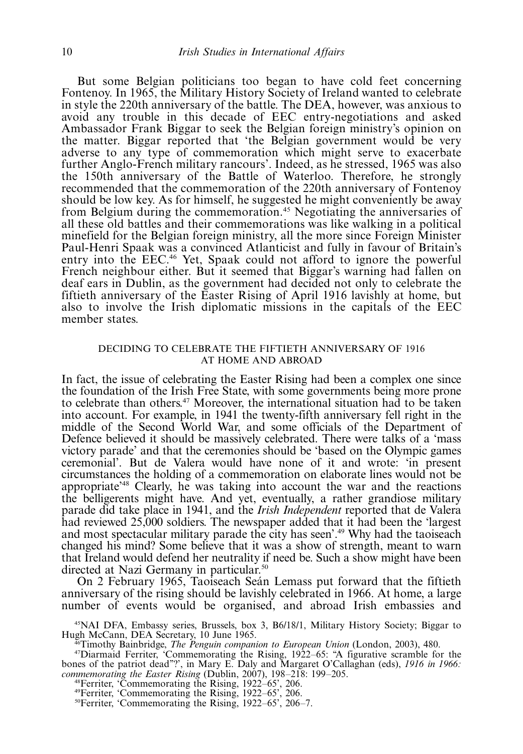But some Belgian politicians too began to have cold feet concerning Fontenoy. In 1965, the Military History Society of Ireland wanted to celebrate in style the 220th anniversary of the battle. The DEA, however, was anxious to avoid any trouble in this decade of EEC entry-negotiations and asked Ambassador Frank Biggar to seek the Belgian foreign ministry's opinion on the matter. Biggar reported that 'the Belgian government would be very adverse to any type of commemoration which might serve to exacerbate further Anglo-French military rancours'. Indeed, as he stressed, 1965 was also the 150th anniversary of the Battle of Waterloo. Therefore, he strongly recommended that the commemoration of the 220th anniversary of Fontenoy should be low key. As for himself, he suggested he might conveniently be away from Belgium during the commemoration.[45] Negotiating the anniversaries of all these old battles and their commemorations was like walking in a political minefield for the Belgian foreign ministry, all the more since Foreign Minister Paul-Henri Spaak was a convinced Atlanticist and fully in favour of Britain's entry into the EEC.[46] Yet, Spaak could not afford to ignore the powerful French neighbour either. But it seemed that Biggar's warning had fallen on deaf ears in Dublin, as the government had decided not only to celebrate the fiftieth anniversary of the Easter Rising of April 1916 lavishly at home, but also to involve the Irish diplomatic missions in the capitals of the EEC member states.

## DECIDING TO CELEBRATE THE FIFTIETH ANNIVERSARY OF 1916 AT HOME AND ABROAD

In fact, the issue of celebrating the Easter Rising had been a complex one since the foundation of the Irish Free State, with some governments being more prone to celebrate than others.[47] Moreover, the international situation had to be taken into account. For example, in 1941 the twenty-fifth anniversary fell right in the middle of the Second World War, and some officials of the Department of Defence believed it should be massively celebrated. There were talks of a 'mass victory parade' and that the ceremonies should be 'based on the Olympic games ceremonial'. But de Valera would have none of it and wrote: 'in present circumstances the holding of a commemoration on elaborate lines would not be appropriate'[48] Clearly, he was taking into account the war and the reactions the belligerents might have. And yet, eventually, a rather grandiose military parade did take place in 1941, and the *Irish Independent* reported that de Valera had reviewed 25,000 soldiers. The newspaper added that it had been the 'largest and most spectacular military parade the city has seen'.[49] Why had the taoiseach changed his mind? Some believe that it was a show of strength, meant to warn that Ireland would defend her neutrality if need be. Such a show might have been directed at Nazi Germany in particular.[50]

On 2 February 1965, Taoiseach Seán Lemass put forward that the fiftieth anniversary of the rising should be lavishly celebrated in 1966. At home, a large number of events would be organised, and abroad Irish embassies and

[45]NAI DFA, Embassy series, Brussels, box 3, B6/18/1, Military History Society; Biggar to Hugh McCann, DEA Secretary, 10 June 1965.

[46]Timothy Bainbridge, *The Penguin companion to European Union* (London, 2003), 480.

[47]Diarmaid Ferriter, 'Commemorating the Rising, 1922–65: "A figurative scramble for the bones of the patriot dead"?', in Mary E. Daly and Margaret O'Callaghan (eds), *1916 in 1966: commemorating the Easter Rising* (Dublin, 2007), 198–218: 199–205.

[48]Ferriter, 'Commemorating the Rising, 1922–65', 206.

[49]Ferriter, 'Commemorating the Rising, 1922–65', 206.

[50]Ferriter, 'Commemorating the Rising, 1922–65', 206–7.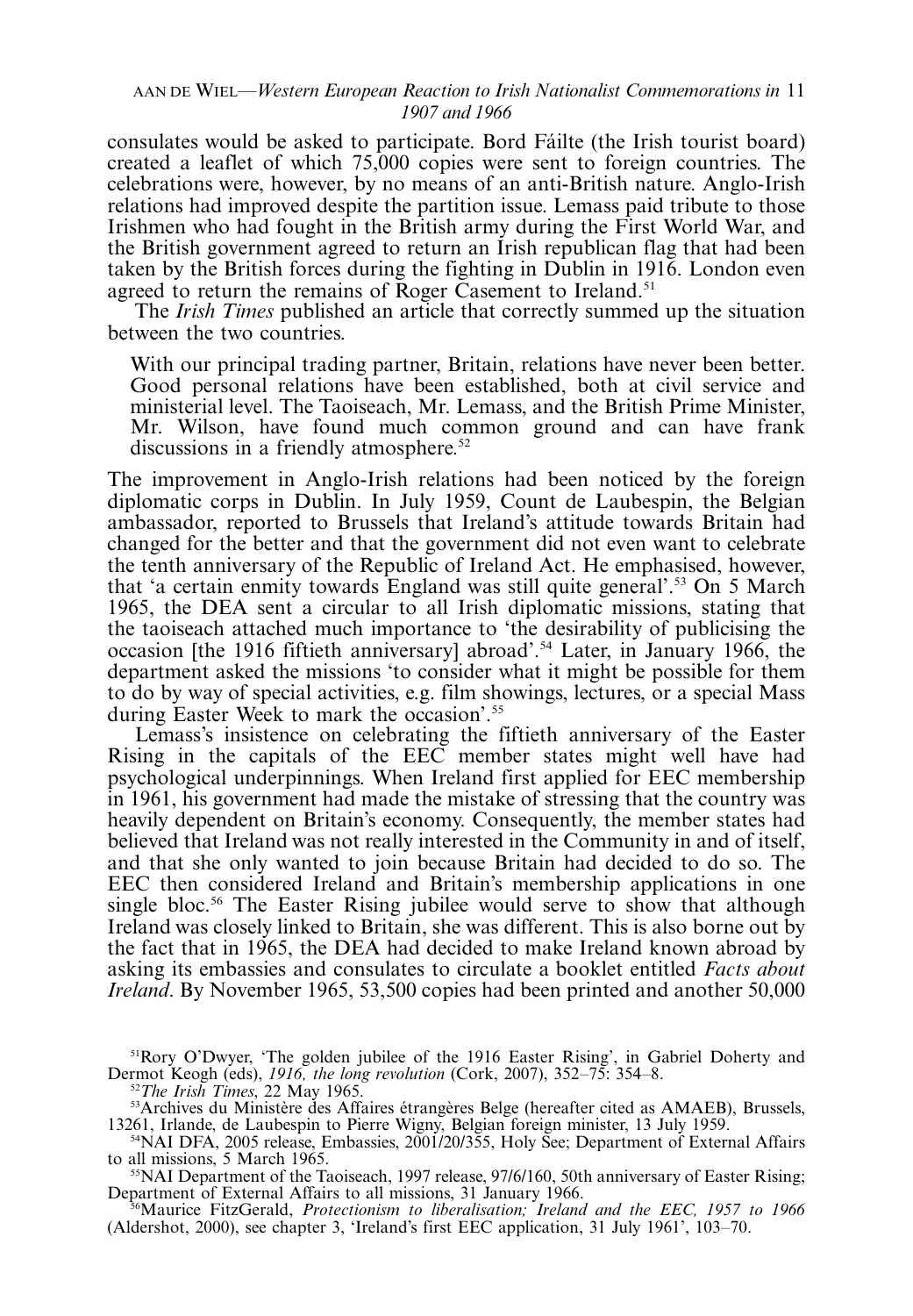consulates would be asked to participate. Bord Fáilte (the Irish tourist board) created a leaflet of which 75,000 copies were sent to foreign countries. The celebrations were, however, by no means of an anti-British nature. Anglo-Irish relations had improved despite the partition issue. Lemass paid tribute to those Irishmen who had fought in the British army during the First World War, and the British government agreed to return an Irish republican flag that had been taken by the British forces during the fighting in Dublin in 1916. London even agreed to return the remains of Roger Casement to Ireland.[51]

The *Irish Times* published an article that correctly summed up the situation between the two countries.

> With our principal trading partner, Britain, relations have never been better. Good personal relations have been established, both at civil service and ministerial level. The Taoiseach, Mr. Lemass, and the British Prime Minister, Mr. Wilson, have found much common ground and can have frank discussions in a friendly atmosphere.[52]

The improvement in Anglo-Irish relations had been noticed by the foreign diplomatic corps in Dublin. In July 1959, Count de Laubespin, the Belgian ambassador, reported to Brussels that Ireland's attitude towards Britain had changed for the better and that the government did not even want to celebrate the tenth anniversary of the Republic of Ireland Act. He emphasised, however, that 'a certain enmity towards England was still quite general'.[53] On 5 March 1965, the DEA sent a circular to all Irish diplomatic missions, stating that the taoiseach attached much importance to 'the desirability of publicising the occasion [the 1916 fiftieth anniversary] abroad'.[54] Later, in January 1966, the department asked the missions 'to consider what it might be possible for them to do by way of special activities, e.g. film showings, lectures, or a special Mass during Easter Week to mark the occasion'.[55]

Lemass's insistence on celebrating the fiftieth anniversary of the Easter Rising in the capitals of the EEC member states might well have had psychological underpinnings. When Ireland first applied for EEC membership in 1961, his government had made the mistake of stressing that the country was heavily dependent on Britain's economy. Consequently, the member states had believed that Ireland was not really interested in the Community in and of itself, and that she only wanted to join because Britain had decided to do so. The EEC then considered Ireland and Britain's membership applications in one single bloc.[56] The Easter Rising jubilee would serve to show that although Ireland was closely linked to Britain, she was different. This is also borne out by the fact that in 1965, the DEA had decided to make Ireland known abroad by asking its embassies and consulates to circulate a booklet entitled *Facts about Ireland*. By November 1965, 53,500 copies had been printed and another 50,000

[51] Rory O'Dwyer, 'The golden jubilee of the 1916 Easter Rising', in Gabriel Doherty and Dermot Keogh (eds), *1916, the long revolution* (Cork, 2007), 352–75: 354–8.

[52] *The Irish Times*, 22 May 1965.

[53] Archives du Ministère des Affaires étrangères Belge (hereafter cited as AMAEB), Brussels, 13261, Irlande, de Laubespin to Pierre Wigny, Belgian foreign minister, 13 July 1959.

[54] NAI DFA, 2005 release, Embassies, 2001/20/355, Holy See; Department of External Affairs to all missions, 5 March 1965.

[55] NAI Department of the Taoiseach, 1997 release, 97/6/160, 50th anniversary of Easter Rising; Department of External Affairs to all missions, 31 January 1966.

[56] Maurice FitzGerald, *Protectionism to liberalisation; Ireland and the EEC, 1957 to 1966* (Aldershot, 2000), see chapter 3, 'Ireland's first EEC application, 31 July 1961', 103–70.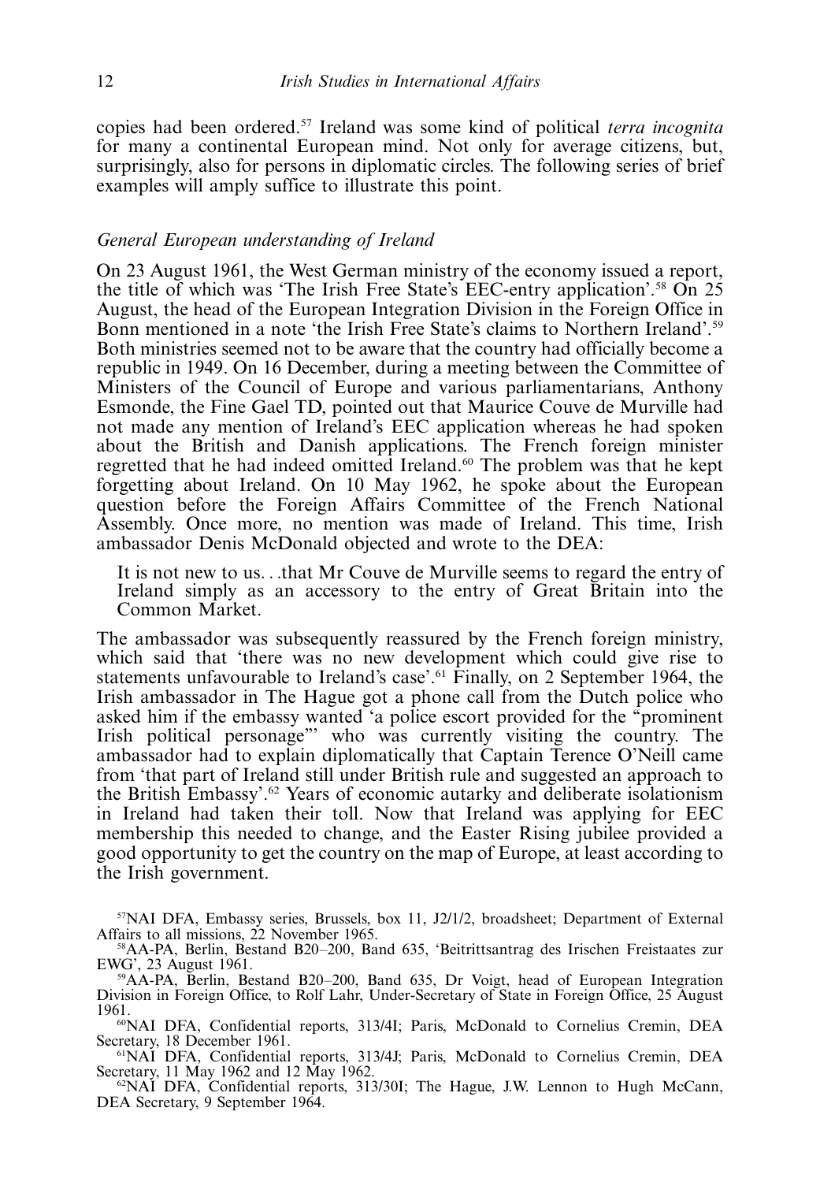copies had been ordered.[57] Ireland was some kind of political *terra incognita* for many a continental European mind. Not only for average citizens, but, surprisingly, also for persons in diplomatic circles. The following series of brief examples will amply suffice to illustrate this point.

### *General European understanding of Ireland*

On 23 August 1961, the West German ministry of the economy issued a report, the title of which was 'The Irish Free State's EEC-entry application'.[58] On 25 August, the head of the European Integration Division in the Foreign Office in Bonn mentioned in a note 'the Irish Free State's claims to Northern Ireland'.[59] Both ministries seemed not to be aware that the country had officially become a republic in 1949. On 16 December, during a meeting between the Committee of Ministers of the Council of Europe and various parliamentarians, Anthony Esmonde, the Fine Gael TD, pointed out that Maurice Couve de Murville had not made any mention of Ireland's EEC application whereas he had spoken about the British and Danish applications. The French foreign minister regretted that he had indeed omitted Ireland.[60] The problem was that he kept forgetting about Ireland. On 10 May 1962, he spoke about the European question before the Foreign Affairs Committee of the French National Assembly. Once more, no mention was made of Ireland. This time, Irish ambassador Denis McDonald objected and wrote to the DEA:

> It is not new to us. . .that Mr Couve de Murville seems to regard the entry of Ireland simply as an accessory to the entry of Great Britain into the Common Market.

The ambassador was subsequently reassured by the French foreign ministry, which said that 'there was no new development which could give rise to statements unfavourable to Ireland's case'.[61] Finally, on 2 September 1964, the Irish ambassador in The Hague got a phone call from the Dutch police who asked him if the embassy wanted 'a police escort provided for the "prominent Irish political personage"' who was currently visiting the country. The ambassador had to explain diplomatically that Captain Terence O'Neill came from 'that part of Ireland still under British rule and suggested an approach to the British Embassy'.[62] Years of economic autarky and deliberate isolationism in Ireland had taken their toll. Now that Ireland was applying for EEC membership this needed to change, and the Easter Rising jubilee provided a good opportunity to get the country on the map of Europe, at least according to the Irish government.

---

[57]NAI DFA, Embassy series, Brussels, box 11, J2/1/2, broadsheet; Department of External Affairs to all missions, 22 November 1965.

[58]AA-PA, Berlin, Bestand B20–200, Band 635, 'Beitrittsantrag des Irischen Freistaates zur EWG', 23 August 1961.

[59]AA-PA, Berlin, Bestand B20–200, Band 635, Dr Voigt, head of European Integration Division in Foreign Office, to Rolf Lahr, Under-Secretary of State in Foreign Office, 25 August 1961.

[60]NAI DFA, Confidential reports, 313/4I; Paris, McDonald to Cornelius Cremin, DEA Secretary, 18 December 1961.

[61]NAI DFA, Confidential reports, 313/4J; Paris, McDonald to Cornelius Cremin, DEA Secretary, 11 May 1962 and 12 May 1962.

[62]NAI DFA, Confidential reports, 313/30I; The Hague, J.W. Lennon to Hugh McCann, DEA Secretary, 9 September 1964.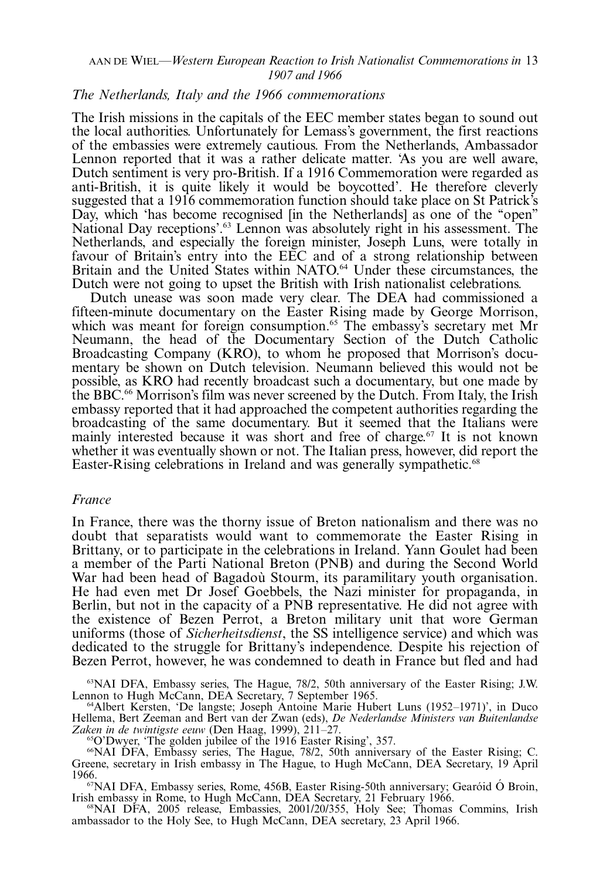### *The Netherlands, Italy and the 1966 commemorations*

The Irish missions in the capitals of the EEC member states began to sound out the local authorities. Unfortunately for Lemass's government, the first reactions of the embassies were extremely cautious. From the Netherlands, Ambassador Lennon reported that it was a rather delicate matter. 'As you are well aware, Dutch sentiment is very pro-British. If a 1916 Commemoration were regarded as anti-British, it is quite likely it would be boycotted'. He therefore cleverly suggested that a 1916 commemoration function should take place on St Patrick's Day, which 'has become recognised [in the Netherlands] as one of the "open" National Day receptions'.[63] Lennon was absolutely right in his assessment. The Netherlands, and especially the foreign minister, Joseph Luns, were totally in favour of Britain's entry into the EEC and of a strong relationship between Britain and the United States within NATO.[64] Under these circumstances, the Dutch were not going to upset the British with Irish nationalist celebrations.

Dutch unease was soon made very clear. The DEA had commissioned a fifteen-minute documentary on the Easter Rising made by George Morrison, which was meant for foreign consumption.[65] The embassy's secretary met Mr Neumann, the head of the Documentary Section of the Dutch Catholic Broadcasting Company (KRO), to whom he proposed that Morrison's documentary be shown on Dutch television. Neumann believed this would not be possible, as KRO had recently broadcast such a documentary, but one made by the BBC.[66] Morrison's film was never screened by the Dutch. From Italy, the Irish embassy reported that it had approached the competent authorities regarding the broadcasting of the same documentary. But it seemed that the Italians were mainly interested because it was short and free of charge.[67] It is not known whether it was eventually shown or not. The Italian press, however, did report the Easter-Rising celebrations in Ireland and was generally sympathetic.[68]

### *France*

In France, there was the thorny issue of Breton nationalism and there was no doubt that separatists would want to commemorate the Easter Rising in Brittany, or to participate in the celebrations in Ireland. Yann Goulet had been a member of the Parti National Breton (PNB) and during the Second World War had been head of Bagadoù Stourm, its paramilitary youth organisation. He had even met Dr Josef Goebbels, the Nazi minister for propaganda, in Berlin, but not in the capacity of a PNB representative. He did not agree with the existence of Bezen Perrot, a Breton military unit that wore German uniforms (those of *Sicherheitsdienst*, the SS intelligence service) and which was dedicated to the struggle for Brittany's independence. Despite his rejection of Bezen Perrot, however, he was condemned to death in France but fled and had

[63] NAI DFA, Embassy series, The Hague, 78/2, 50th anniversary of the Easter Rising; J.W. Lennon to Hugh McCann, DEA Secretary, 7 September 1965.

[64] Albert Kersten, 'De langste; Joseph Antoine Marie Hubert Luns (1952–1971)', in Duco Hellema, Bert Zeeman and Bert van der Zwan (eds), *De Nederlandse Ministers van Buitenlandse Zaken in de twintigste eeuw* (Den Haag, 1999), 211–27.

[65] O'Dwyer, 'The golden jubilee of the 1916 Easter Rising', 357.

[66] NAI DFA, Embassy series, The Hague, 78/2, 50th anniversary of the Easter Rising; C. Greene, secretary in Irish embassy in The Hague, to Hugh McCann, DEA Secretary, 19 April 1966.

[67] NAI DFA, Embassy series, Rome, 456B, Easter Rising-50th anniversary; Gearóid Ó Broin, Irish embassy in Rome, to Hugh McCann, DEA Secretary, 21 February 1966.

[68] NAI DFA, 2005 release, Embassies, 2001/20/355, Holy See; Thomas Commins, Irish ambassador to the Holy See, to Hugh McCann, DEA secretary, 23 April 1966.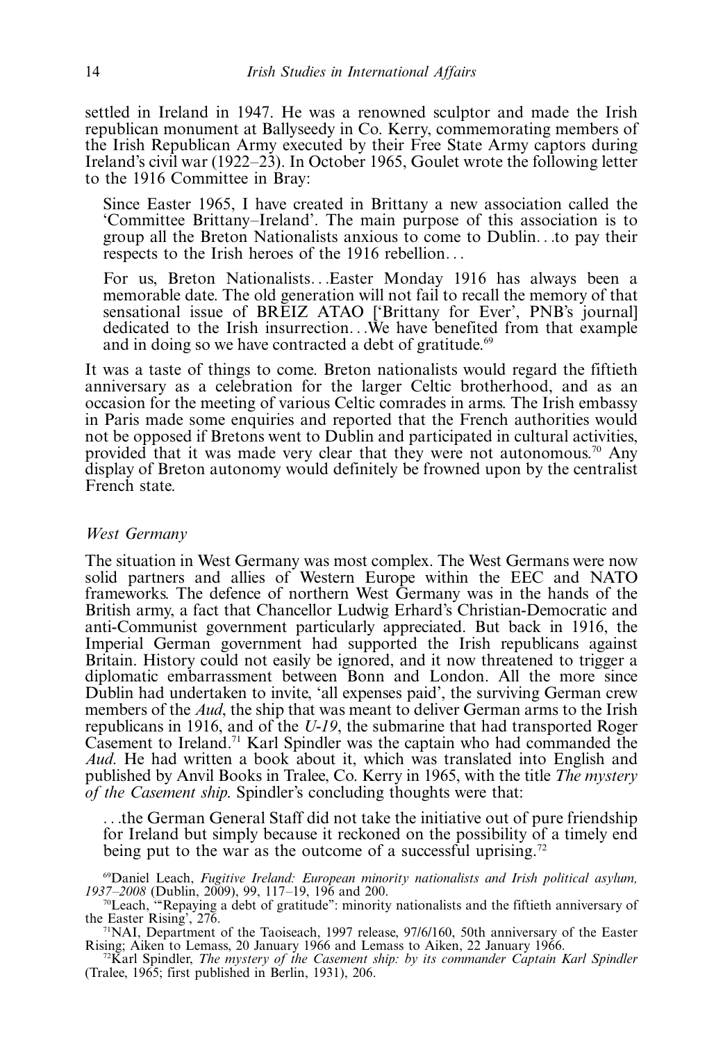settled in Ireland in 1947. He was a renowned sculptor and made the Irish republican monument at Ballyseedy in Co. Kerry, commemorating members of the Irish Republican Army executed by their Free State Army captors during Ireland's civil war (1922–23). In October 1965, Goulet wrote the following letter to the 1916 Committee in Bray:

> Since Easter 1965, I have created in Brittany a new association called the 'Committee Brittany–Ireland'. The main purpose of this association is to group all the Breton Nationalists anxious to come to Dublin…to pay their respects to the Irish heroes of the 1916 rebellion…
>
> For us, Breton Nationalists…Easter Monday 1916 has always been a memorable date. The old generation will not fail to recall the memory of that sensational issue of BREIZ ATAO ['Brittany for Ever', PNB's journal] dedicated to the Irish insurrection…We have benefited from that example and in doing so we have contracted a debt of gratitude.[69]

It was a taste of things to come. Breton nationalists would regard the fiftieth anniversary as a celebration for the larger Celtic brotherhood, and as an occasion for the meeting of various Celtic comrades in arms. The Irish embassy in Paris made some enquiries and reported that the French authorities would not be opposed if Bretons went to Dublin and participated in cultural activities, provided that it was made very clear that they were not autonomous.[70] Any display of Breton autonomy would definitely be frowned upon by the centralist French state.

### *West Germany*

The situation in West Germany was most complex. The West Germans were now solid partners and allies of Western Europe within the EEC and NATO frameworks. The defence of northern West Germany was in the hands of the British army, a fact that Chancellor Ludwig Erhard's Christian-Democratic and anti-Communist government particularly appreciated. But back in 1916, the Imperial German government had supported the Irish republicans against Britain. History could not easily be ignored, and it now threatened to trigger a diplomatic embarrassment between Bonn and London. All the more since Dublin had undertaken to invite, 'all expenses paid', the surviving German crew members of the *Aud*, the ship that was meant to deliver German arms to the Irish republicans in 1916, and of the *U-19*, the submarine that had transported Roger Casement to Ireland.[71] Karl Spindler was the captain who had commanded the *Aud*. He had written a book about it, which was translated into English and published by Anvil Books in Tralee, Co. Kerry in 1965, with the title *The mystery of the Casement ship*. Spindler's concluding thoughts were that:

> …the German General Staff did not take the initiative out of pure friendship for Ireland but simply because it reckoned on the possibility of a timely end being put to the war as the outcome of a successful uprising.[72]

[69]Daniel Leach, *Fugitive Ireland: European minority nationalists and Irish political asylum, 1937–2008* (Dublin, 2009), 99, 117–19, 196 and 200.

[70]Leach, '"Repaying a debt of gratitude": minority nationalists and the fiftieth anniversary of the Easter Rising', 276.

[71]NAI, Department of the Taoiseach, 1997 release, 97/6/160, 50th anniversary of the Easter Rising; Aiken to Lemass, 20 January 1966 and Lemass to Aiken, 22 January 1966.

[72]Karl Spindler, *The mystery of the Casement ship: by its commander Captain Karl Spindler* (Tralee, 1965; first published in Berlin, 1931), 206.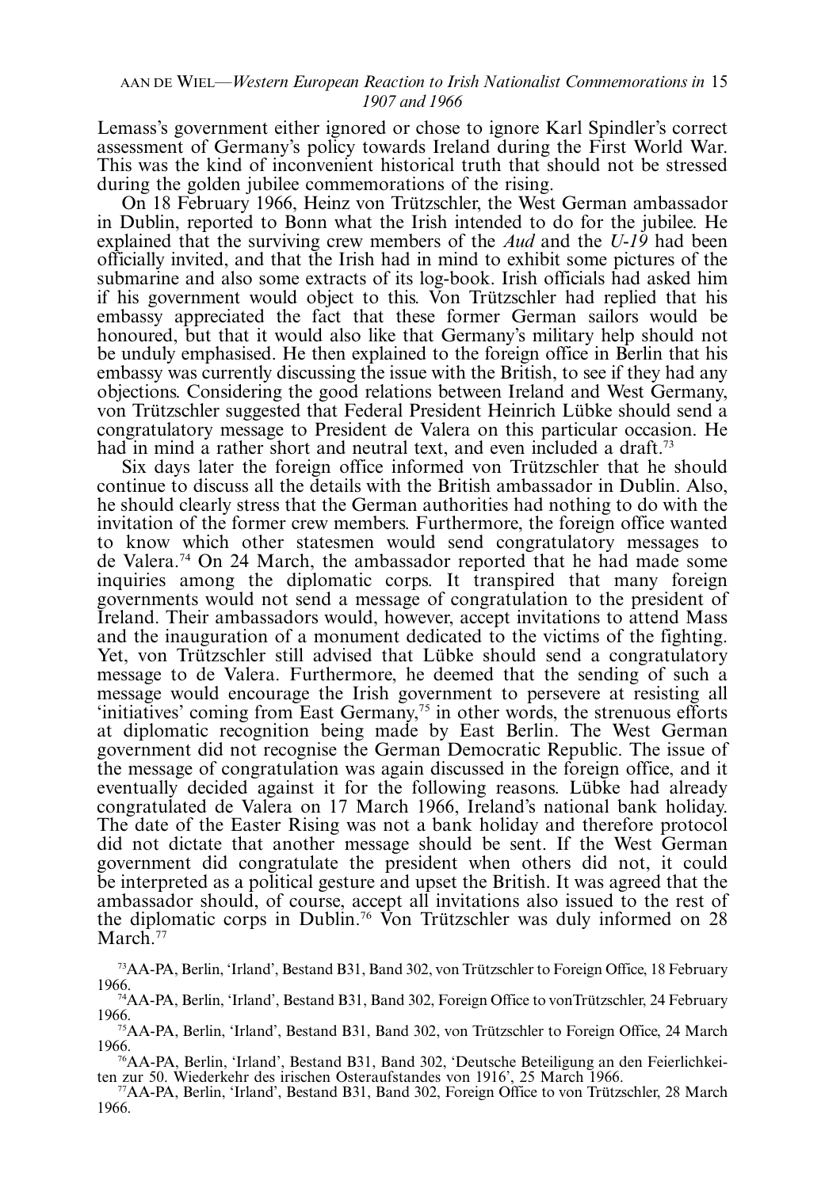Lemass's government either ignored or chose to ignore Karl Spindler's correct assessment of Germany's policy towards Ireland during the First World War. This was the kind of inconvenient historical truth that should not be stressed during the golden jubilee commemorations of the rising.

On 18 February 1966, Heinz von Trützschler, the West German ambassador in Dublin, reported to Bonn what the Irish intended to do for the jubilee. He explained that the surviving crew members of the *Aud* and the *U-19* had been officially invited, and that the Irish had in mind to exhibit some pictures of the submarine and also some extracts of its log-book. Irish officials had asked him if his government would object to this. Von Trützschler had replied that his embassy appreciated the fact that these former German sailors would be honoured, but that it would also like that Germany's military help should not be unduly emphasised. He then explained to the foreign office in Berlin that his embassy was currently discussing the issue with the British, to see if they had any objections. Considering the good relations between Ireland and West Germany, von Trützschler suggested that Federal President Heinrich Lübke should send a congratulatory message to President de Valera on this particular occasion. He had in mind a rather short and neutral text, and even included a draft.[73]

Six days later the foreign office informed von Trützschler that he should continue to discuss all the details with the British ambassador in Dublin. Also, he should clearly stress that the German authorities had nothing to do with the invitation of the former crew members. Furthermore, the foreign office wanted to know which other statesmen would send congratulatory messages to de Valera.[74] On 24 March, the ambassador reported that he had made some inquiries among the diplomatic corps. It transpired that many foreign governments would not send a message of congratulation to the president of Ireland. Their ambassadors would, however, accept invitations to attend Mass and the inauguration of a monument dedicated to the victims of the fighting. Yet, von Trützschler still advised that Lübke should send a congratulatory message to de Valera. Furthermore, he deemed that the sending of such a message would encourage the Irish government to persevere at resisting all 'initiatives' coming from East Germany,[75] in other words, the strenuous efforts at diplomatic recognition being made by East Berlin. The West German government did not recognise the German Democratic Republic. The issue of the message of congratulation was again discussed in the foreign office, and it eventually decided against it for the following reasons. Lübke had already congratulated de Valera on 17 March 1966, Ireland's national bank holiday. The date of the Easter Rising was not a bank holiday and therefore protocol did not dictate that another message should be sent. If the West German government did congratulate the president when others did not, it could be interpreted as a political gesture and upset the British. It was agreed that the ambassador should, of course, accept all invitations also issued to the rest of the diplomatic corps in Dublin.[76] Von Trützschler was duly informed on 28 March.[77]

[73]AA-PA, Berlin, 'Irland', Bestand B31, Band 302, von Trützschler to Foreign Office, 18 February 1966.

[74]AA-PA, Berlin, 'Irland', Bestand B31, Band 302, Foreign Office to vonTrützschler, 24 February 1966.

[75]AA-PA, Berlin, 'Irland', Bestand B31, Band 302, von Trützschler to Foreign Office, 24 March 1966.

[76]AA-PA, Berlin, 'Irland', Bestand B31, Band 302, 'Deutsche Beteiligung an den Feierlichkeiten zur 50. Wiederkehr des irischen Osteraufstandes von 1916', 25 March 1966.

[77]AA-PA, Berlin, 'Irland', Bestand B31, Band 302, Foreign Office to von Trützschler, 28 March 1966.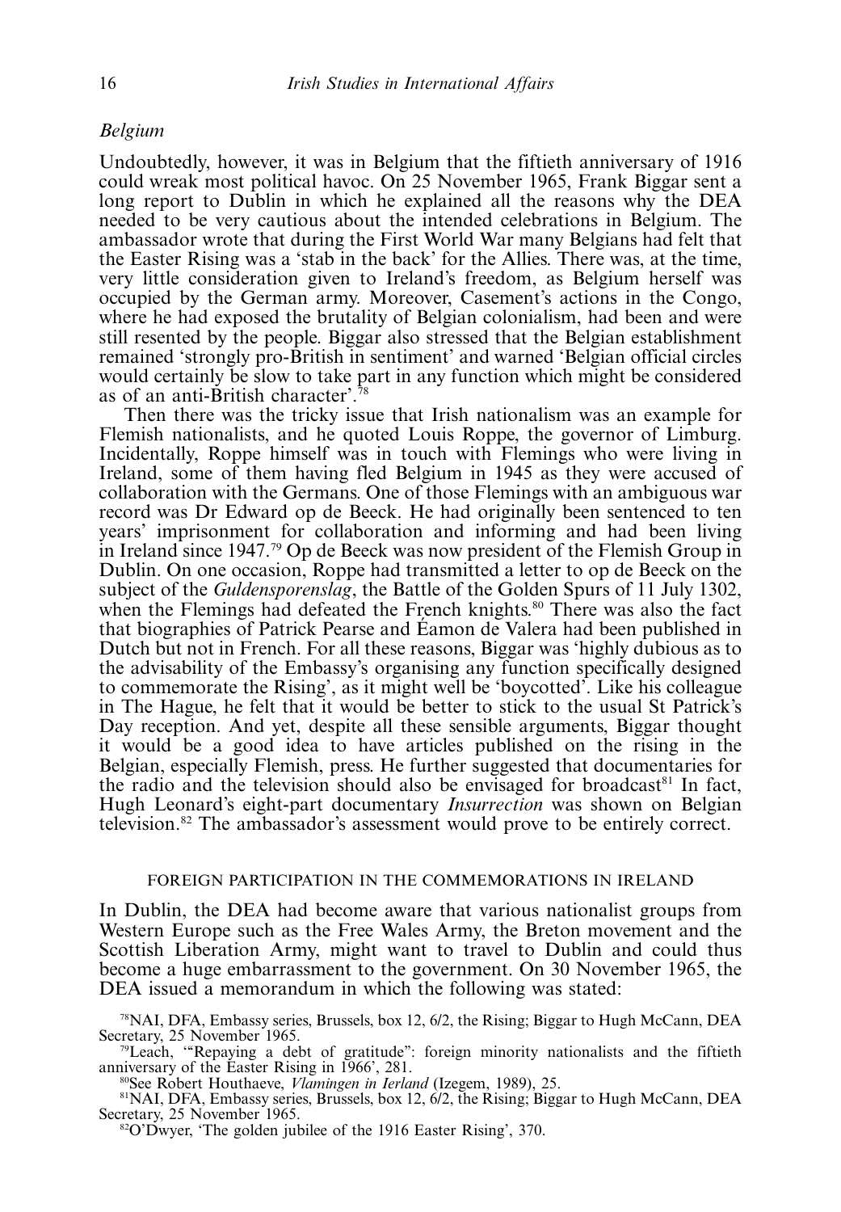### *Belgium*

Undoubtedly, however, it was in Belgium that the fiftieth anniversary of 1916 could wreak most political havoc. On 25 November 1965, Frank Biggar sent a long report to Dublin in which he explained all the reasons why the DEA needed to be very cautious about the intended celebrations in Belgium. The ambassador wrote that during the First World War many Belgians had felt that the Easter Rising was a 'stab in the back' for the Allies. There was, at the time, very little consideration given to Ireland's freedom, as Belgium herself was occupied by the German army. Moreover, Casement's actions in the Congo, where he had exposed the brutality of Belgian colonialism, had been and were still resented by the people. Biggar also stressed that the Belgian establishment remained 'strongly pro-British in sentiment' and warned 'Belgian official circles would certainly be slow to take part in any function which might be considered as of an anti-British character'.[78]

Then there was the tricky issue that Irish nationalism was an example for Flemish nationalists, and he quoted Louis Roppe, the governor of Limburg. Incidentally, Roppe himself was in touch with Flemings who were living in Ireland, some of them having fled Belgium in 1945 as they were accused of collaboration with the Germans. One of those Flemings with an ambiguous war record was Dr Edward op de Beeck. He had originally been sentenced to ten years' imprisonment for collaboration and informing and had been living in Ireland since 1947.[79] Op de Beeck was now president of the Flemish Group in Dublin. On one occasion, Roppe had transmitted a letter to op de Beeck on the subject of the *Guldensporenslag*, the Battle of the Golden Spurs of 11 July 1302, when the Flemings had defeated the French knights.[80] There was also the fact that biographies of Patrick Pearse and Éamon de Valera had been published in Dutch but not in French. For all these reasons, Biggar was 'highly dubious as to the advisability of the Embassy's organising any function specifically designed to commemorate the Rising', as it might well be 'boycotted'. Like his colleague in The Hague, he felt that it would be better to stick to the usual St Patrick's Day reception. And yet, despite all these sensible arguments, Biggar thought it would be a good idea to have articles published on the rising in the Belgian, especially Flemish, press. He further suggested that documentaries for the radio and the television should also be envisaged for broadcast[81] In fact, Hugh Leonard's eight-part documentary *Insurrection* was shown on Belgian television.[82] The ambassador's assessment would prove to be entirely correct.

## FOREIGN PARTICIPATION IN THE COMMEMORATIONS IN IRELAND

In Dublin, the DEA had become aware that various nationalist groups from Western Europe such as the Free Wales Army, the Breton movement and the Scottish Liberation Army, might want to travel to Dublin and could thus become a huge embarrassment to the government. On 30 November 1965, the DEA issued a memorandum in which the following was stated:

[78]NAI, DFA, Embassy series, Brussels, box 12, 6/2, the Rising; Biggar to Hugh McCann, DEA Secretary, 25 November 1965.

[79]Leach, '"Repaying a debt of gratitude": foreign minority nationalists and the fiftieth anniversary of the Easter Rising in 1966', 281.

[80]See Robert Houthaeve, *Vlamingen in Ierland* (Izegem, 1989), 25.

[81]NAI, DFA, Embassy series, Brussels, box 12, 6/2, the Rising; Biggar to Hugh McCann, DEA Secretary, 25 November 1965.

[82]O'Dwyer, 'The golden jubilee of the 1916 Easter Rising', 370.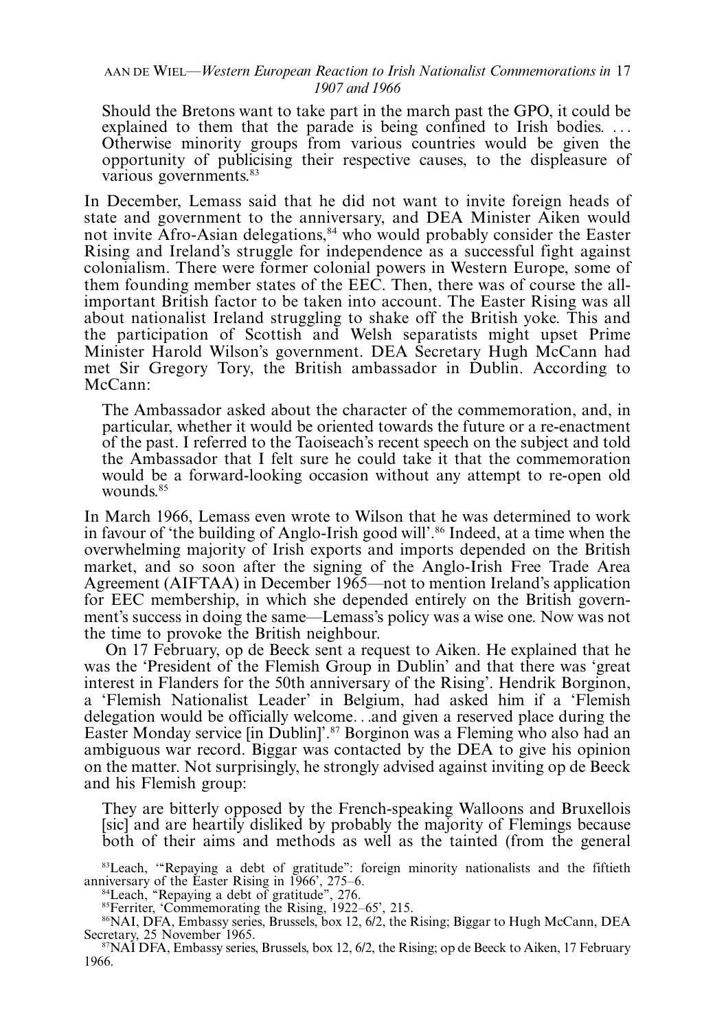> Should the Bretons want to take part in the march past the GPO, it could be explained to them that the parade is being confined to Irish bodies. ... Otherwise minority groups from various countries would be given the opportunity of publicising their respective causes, to the displeasure of various governments.[83]

In December, Lemass said that he did not want to invite foreign heads of state and government to the anniversary, and DEA Minister Aiken would not invite Afro-Asian delegations,[84] who would probably consider the Easter Rising and Ireland's struggle for independence as a successful fight against colonialism. There were former colonial powers in Western Europe, some of them founding member states of the EEC. Then, there was of course the all-important British factor to be taken into account. The Easter Rising was all about nationalist Ireland struggling to shake off the British yoke. This and the participation of Scottish and Welsh separatists might upset Prime Minister Harold Wilson's government. DEA Secretary Hugh McCann had met Sir Gregory Tory, the British ambassador in Dublin. According to McCann:

> The Ambassador asked about the character of the commemoration, and, in particular, whether it would be oriented towards the future or a re-enactment of the past. I referred to the Taoiseach's recent speech on the subject and told the Ambassador that I felt sure he could take it that the commemoration would be a forward-looking occasion without any attempt to re-open old wounds.[85]

In March 1966, Lemass even wrote to Wilson that he was determined to work in favour of 'the building of Anglo-Irish good will'.[86] Indeed, at a time when the overwhelming majority of Irish exports and imports depended on the British market, and so soon after the signing of the Anglo-Irish Free Trade Area Agreement (AIFTAA) in December 1965—not to mention Ireland's application for EEC membership, in which she depended entirely on the British government's success in doing the same—Lemass's policy was a wise one. Now was not the time to provoke the British neighbour.

On 17 February, op de Beeck sent a request to Aiken. He explained that he was the 'President of the Flemish Group in Dublin' and that there was 'great interest in Flanders for the 50th anniversary of the Rising'. Hendrik Borginon, a 'Flemish Nationalist Leader' in Belgium, had asked him if a 'Flemish delegation would be officially welcome. . .and given a reserved place during the Easter Monday service [in Dublin]'.[87] Borginon was a Fleming who also had an ambiguous war record. Biggar was contacted by the DEA to give his opinion on the matter. Not surprisingly, he strongly advised against inviting op de Beeck and his Flemish group:

> They are bitterly opposed by the French-speaking Walloons and Bruxellois [sic] and are heartily disliked by probably the majority of Flemings because both of their aims and methods as well as the tainted (from the general

[83] Leach, '"Repaying a debt of gratitude": foreign minority nationalists and the fiftieth anniversary of the Easter Rising in 1966', 275–6.

[84] Leach, "Repaying a debt of gratitude", 276.

[85] Ferriter, 'Commemorating the Rising, 1922–65', 215.

[86] NAI, DFA, Embassy series, Brussels, box 12, 6/2, the Rising; Biggar to Hugh McCann, DEA Secretary, 25 November 1965.

[87] NAI DFA, Embassy series, Brussels, box 12, 6/2, the Rising; op de Beeck to Aiken, 17 February 1966.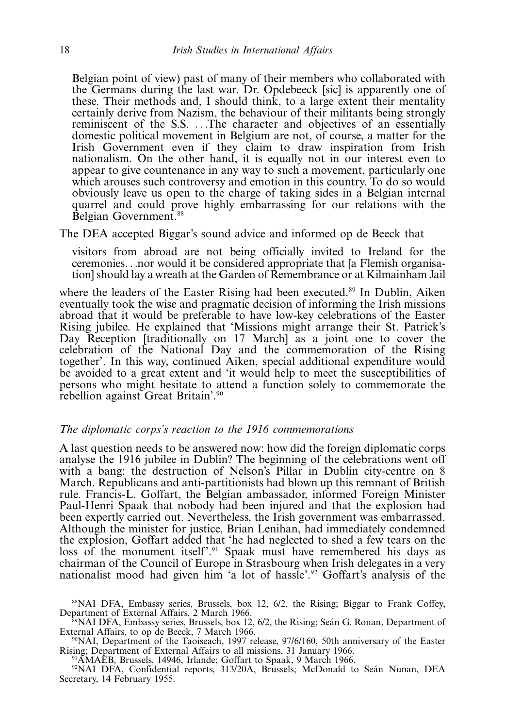Belgian point of view) past of many of their members who collaborated with the Germans during the last war. Dr. Opdebeeck [sic] is apparently one of these. Their methods and, I should think, to a large extent their mentality certainly derive from Nazism, the behaviour of their militants being strongly reminiscent of the S.S. …The character and objectives of an essentially domestic political movement in Belgium are not, of course, a matter for the Irish Government even if they claim to draw inspiration from Irish nationalism. On the other hand, it is equally not in our interest even to appear to give countenance in any way to such a movement, particularly one which arouses such controversy and emotion in this country. To do so would obviously leave us open to the charge of taking sides in a Belgian internal quarrel and could prove highly embarrassing for our relations with the Belgian Government.[88]

The DEA accepted Biggar's sound advice and informed op de Beeck that

> visitors from abroad are not being officially invited to Ireland for the ceremonies…nor would it be considered appropriate that [a Flemish organisation] should lay a wreath at the Garden of Remembrance or at Kilmainham Jail

where the leaders of the Easter Rising had been executed.[89] In Dublin, Aiken eventually took the wise and pragmatic decision of informing the Irish missions abroad that it would be preferable to have low-key celebrations of the Easter Rising jubilee. He explained that 'Missions might arrange their St. Patrick's Day Reception [traditionally on 17 March] as a joint one to cover the celebration of the National Day and the commemoration of the Rising together'. In this way, continued Aiken, special additional expenditure would be avoided to a great extent and 'it would help to meet the susceptibilities of persons who might hesitate to attend a function solely to commemorate the rebellion against Great Britain'.[90]

### *The diplomatic corps's reaction to the 1916 commemorations*

A last question needs to be answered now: how did the foreign diplomatic corps analyse the 1916 jubilee in Dublin? The beginning of the celebrations went off with a bang: the destruction of Nelson's Pillar in Dublin city-centre on 8 March. Republicans and anti-partitionists had blown up this remnant of British rule. Francis-L. Goffart, the Belgian ambassador, informed Foreign Minister Paul-Henri Spaak that nobody had been injured and that the explosion had been expertly carried out. Nevertheless, the Irish government was embarrassed. Although the minister for justice, Brian Lenihan, had immediately condemned the explosion, Goffart added that 'he had neglected to shed a few tears on the loss of the monument itself'.[91] Spaak must have remembered his days as chairman of the Council of Europe in Strasbourg when Irish delegates in a very nationalist mood had given him 'a lot of hassle'.[92] Goffart's analysis of the

[88]NAI DFA, Embassy series, Brussels, box 12, 6/2, the Rising; Biggar to Frank Coffey, Department of External Affairs, 2 March 1966.

[89]NAI DFA, Embassy series, Brussels, box 12, 6/2, the Rising; Seán G. Ronan, Department of External Affairs, to op de Beeck, 7 March 1966.

[90]NAI, Department of the Taoiseach, 1997 release, 97/6/160, 50th anniversary of the Easter Rising; Department of External Affairs to all missions, 31 January 1966.

[91]AMAEB, Brussels, 14946, Irlande; Goffart to Spaak, 9 March 1966.

[92]NAI DFA, Confidential reports, 313/20A, Brussels; McDonald to Seán Nunan, DEA Secretary, 14 February 1955.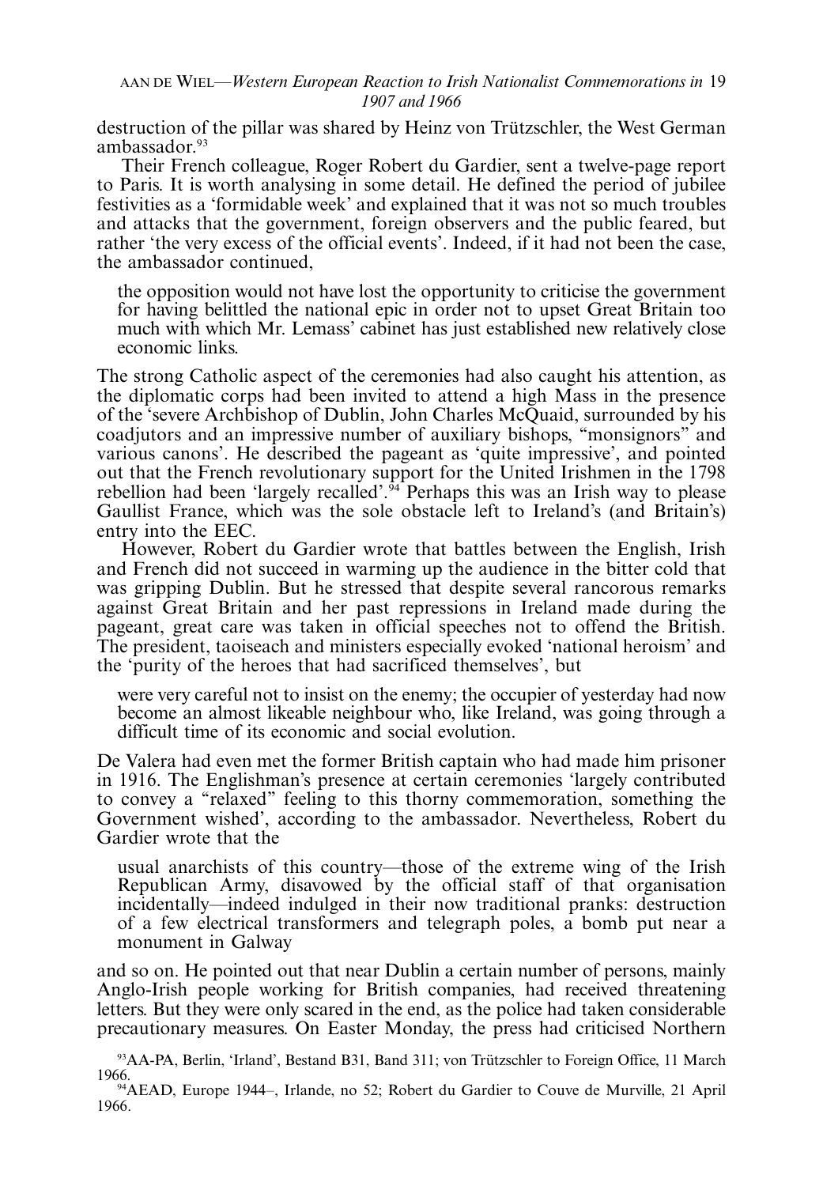destruction of the pillar was shared by Heinz von Trützschler, the West German ambassador.[93]

Their French colleague, Roger Robert du Gardier, sent a twelve-page report to Paris. It is worth analysing in some detail. He defined the period of jubilee festivities as a 'formidable week' and explained that it was not so much troubles and attacks that the government, foreign observers and the public feared, but rather 'the very excess of the official events'. Indeed, if it had not been the case, the ambassador continued,

> the opposition would not have lost the opportunity to criticise the government for having belittled the national epic in order not to upset Great Britain too much with which Mr. Lemass' cabinet has just established new relatively close economic links.

The strong Catholic aspect of the ceremonies had also caught his attention, as the diplomatic corps had been invited to attend a high Mass in the presence of the 'severe Archbishop of Dublin, John Charles McQuaid, surrounded by his coadjutors and an impressive number of auxiliary bishops, "monsignors" and various canons'. He described the pageant as 'quite impressive', and pointed out that the French revolutionary support for the United Irishmen in the 1798 rebellion had been 'largely recalled'.[94] Perhaps this was an Irish way to please Gaullist France, which was the sole obstacle left to Ireland's (and Britain's) entry into the EEC.

However, Robert du Gardier wrote that battles between the English, Irish and French did not succeed in warming up the audience in the bitter cold that was gripping Dublin. But he stressed that despite several rancorous remarks against Great Britain and her past repressions in Ireland made during the pageant, great care was taken in official speeches not to offend the British. The president, taoiseach and ministers especially evoked 'national heroism' and the 'purity of the heroes that had sacrificed themselves', but

> were very careful not to insist on the enemy; the occupier of yesterday had now become an almost likeable neighbour who, like Ireland, was going through a difficult time of its economic and social evolution.

De Valera had even met the former British captain who had made him prisoner in 1916. The Englishman's presence at certain ceremonies 'largely contributed to convey a "relaxed" feeling to this thorny commemoration, something the Government wished', according to the ambassador. Nevertheless, Robert du Gardier wrote that the

> usual anarchists of this country—those of the extreme wing of the Irish Republican Army, disavowed by the official staff of that organisation incidentally—indeed indulged in their now traditional pranks: destruction of a few electrical transformers and telegraph poles, a bomb put near a monument in Galway

and so on. He pointed out that near Dublin a certain number of persons, mainly Anglo-Irish people working for British companies, had received threatening letters. But they were only scared in the end, as the police had taken considerable precautionary measures. On Easter Monday, the press had criticised Northern

[93] AA-PA, Berlin, 'Irland', Bestand B31, Band 311; von Trützschler to Foreign Office, 11 March 1966.

[94] AEAD, Europe 1944–, Irlande, no 52; Robert du Gardier to Couve de Murville, 21 April 1966.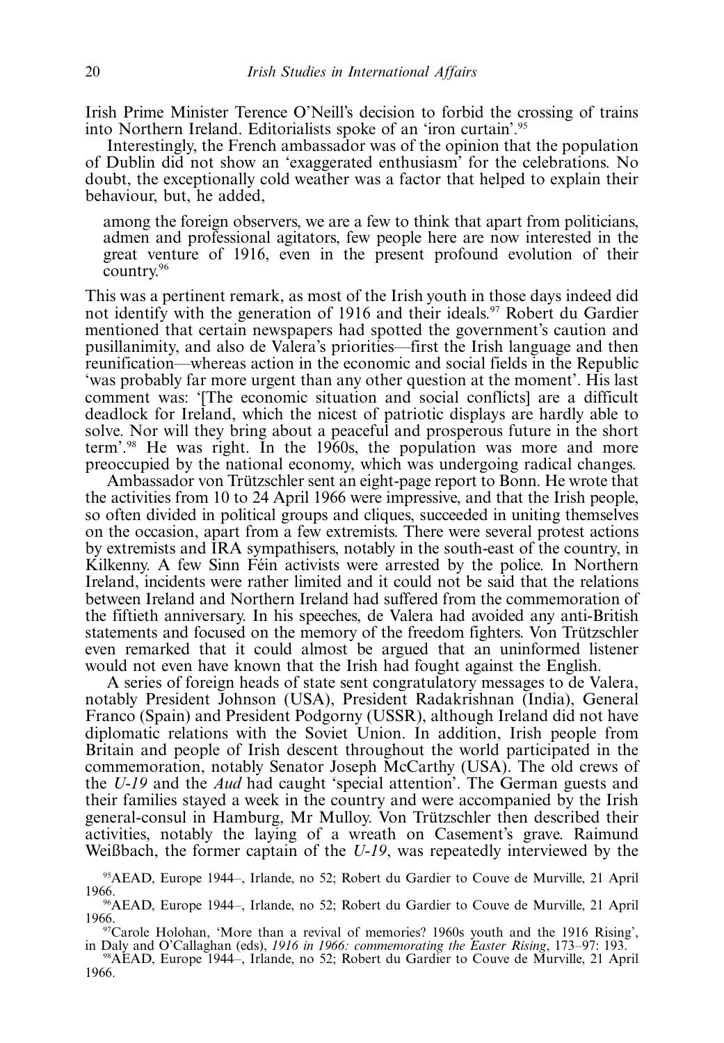Irish Prime Minister Terence O'Neill's decision to forbid the crossing of trains into Northern Ireland. Editorialists spoke of an 'iron curtain'.[95]

Interestingly, the French ambassador was of the opinion that the population of Dublin did not show an 'exaggerated enthusiasm' for the celebrations. No doubt, the exceptionally cold weather was a factor that helped to explain their behaviour, but, he added,

> among the foreign observers, we are a few to think that apart from politicians, admen and professional agitators, few people here are now interested in the great venture of 1916, even in the present profound evolution of their country.[96]

This was a pertinent remark, as most of the Irish youth in those days indeed did not identify with the generation of 1916 and their ideals.[97] Robert du Gardier mentioned that certain newspapers had spotted the government's caution and pusillanimity, and also de Valera's priorities—first the Irish language and then reunification—whereas action in the economic and social fields in the Republic 'was probably far more urgent than any other question at the moment'. His last comment was: '[The economic situation and social conflicts] are a difficult deadlock for Ireland, which the nicest of patriotic displays are hardly able to solve. Nor will they bring about a peaceful and prosperous future in the short term'.[98] He was right. In the 1960s, the population was more and more preoccupied by the national economy, which was undergoing radical changes.

Ambassador von Trützschler sent an eight-page report to Bonn. He wrote that the activities from 10 to 24 April 1966 were impressive, and that the Irish people, so often divided in political groups and cliques, succeeded in uniting themselves on the occasion, apart from a few extremists. There were several protest actions by extremists and IRA sympathisers, notably in the south-east of the country, in Kilkenny. A few Sinn Féin activists were arrested by the police. In Northern Ireland, incidents were rather limited and it could not be said that the relations between Ireland and Northern Ireland had suffered from the commemoration of the fiftieth anniversary. In his speeches, de Valera had avoided any anti-British statements and focused on the memory of the freedom fighters. Von Trützschler even remarked that it could almost be argued that an uninformed listener would not even have known that the Irish had fought against the English.

A series of foreign heads of state sent congratulatory messages to de Valera, notably President Johnson (USA), President Radakrishnan (India), General Franco (Spain) and President Podgorny (USSR), although Ireland did not have diplomatic relations with the Soviet Union. In addition, Irish people from Britain and people of Irish descent throughout the world participated in the commemoration, notably Senator Joseph McCarthy (USA). The old crews of the *U-19* and the *Aud* had caught 'special attention'. The German guests and their families stayed a week in the country and were accompanied by the Irish general-consul in Hamburg, Mr Mulloy. Von Trützschler then described their activities, notably the laying of a wreath on Casement's grave. Raimund Weißbach, the former captain of the *U-19*, was repeatedly interviewed by the

[95] AEAD, Europe 1944–, Irlande, no 52; Robert du Gardier to Couve de Murville, 21 April 1966.

[96] AEAD, Europe 1944–, Irlande, no 52; Robert du Gardier to Couve de Murville, 21 April 1966.

[97] Carole Holohan, 'More than a revival of memories? 1960s youth and the 1916 Rising', in Daly and O'Callaghan (eds), *1916 in 1966: commemorating the Easter Rising*, 173–97: 193.

[98] AEAD, Europe 1944–, Irlande, no 52; Robert du Gardier to Couve de Murville, 21 April 1966.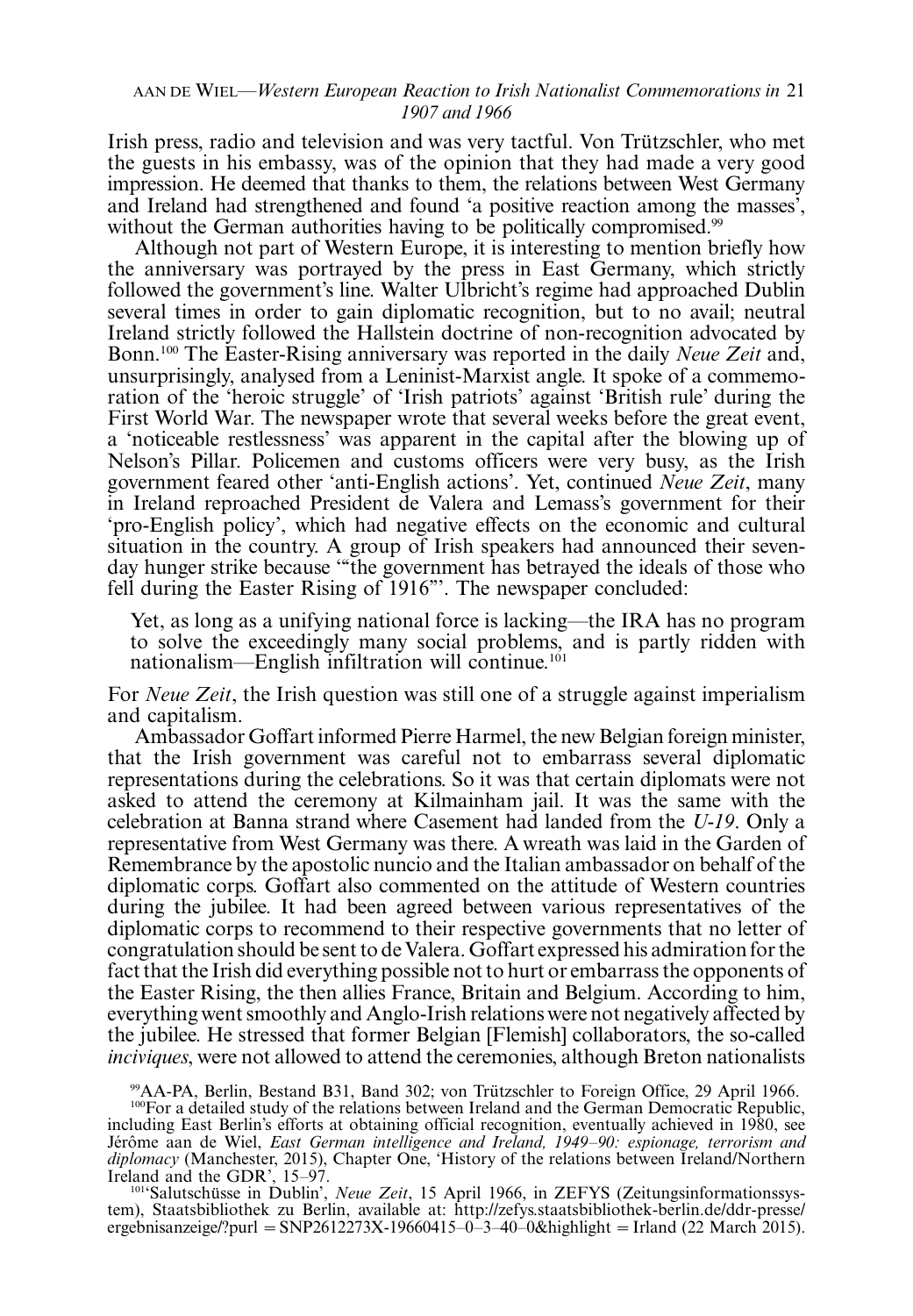Irish press, radio and television and was very tactful. Von Trützschler, who met the guests in his embassy, was of the opinion that they had made a very good impression. He deemed that thanks to them, the relations between West Germany and Ireland had strengthened and found 'a positive reaction among the masses', without the German authorities having to be politically compromised.[99]

Although not part of Western Europe, it is interesting to mention briefly how the anniversary was portrayed by the press in East Germany, which strictly followed the government's line. Walter Ulbricht's regime had approached Dublin several times in order to gain diplomatic recognition, but to no avail; neutral Ireland strictly followed the Hallstein doctrine of non-recognition advocated by Bonn.[100] The Easter-Rising anniversary was reported in the daily *Neue Zeit* and, unsurprisingly, analysed from a Leninist-Marxist angle. It spoke of a commemoration of the 'heroic struggle' of 'Irish patriots' against 'British rule' during the First World War. The newspaper wrote that several weeks before the great event, a 'noticeable restlessness' was apparent in the capital after the blowing up of Nelson's Pillar. Policemen and customs officers were very busy, as the Irish government feared other 'anti-English actions'. Yet, continued *Neue Zeit*, many in Ireland reproached President de Valera and Lemass's government for their 'pro-English policy', which had negative effects on the economic and cultural situation in the country. A group of Irish speakers had announced their seven-day hunger strike because '"the government has betrayed the ideals of those who fell during the Easter Rising of 1916"'. The newspaper concluded:

> Yet, as long as a unifying national force is lacking—the IRA has no program to solve the exceedingly many social problems, and is partly ridden with nationalism—English infiltration will continue.[101]

For *Neue Zeit*, the Irish question was still one of a struggle against imperialism and capitalism.

Ambassador Goffart informed Pierre Harmel, the new Belgian foreign minister, that the Irish government was careful not to embarrass several diplomatic representations during the celebrations. So it was that certain diplomats were not asked to attend the ceremony at Kilmainham jail. It was the same with the celebration at Banna strand where Casement had landed from the *U-19*. Only a representative from West Germany was there. A wreath was laid in the Garden of Remembrance by the apostolic nuncio and the Italian ambassador on behalf of the diplomatic corps. Goffart also commented on the attitude of Western countries during the jubilee. It had been agreed between various representatives of the diplomatic corps to recommend to their respective governments that no letter of congratulation should be sent to de Valera. Goffart expressed his admiration for the fact that the Irish did everything possible not to hurt or embarrass the opponents of the Easter Rising, the then allies France, Britain and Belgium. According to him, everything went smoothly and Anglo-Irish relations were not negatively affected by the jubilee. He stressed that former Belgian [Flemish] collaborators, the so-called *inciviques*, were not allowed to attend the ceremonies, although Breton nationalists

[99]AA-PA, Berlin, Bestand B31, Band 302; von Trützschler to Foreign Office, 29 April 1966.

[100]For a detailed study of the relations between Ireland and the German Democratic Republic, including East Berlin's efforts at obtaining official recognition, eventually achieved in 1980, see Jérôme aan de Wiel, *East German intelligence and Ireland, 1949–90: espionage, terrorism and diplomacy* (Manchester, 2015), Chapter One, 'History of the relations between Ireland/Northern Ireland and the GDR', 15–97.

[101]'Salutschüsse in Dublin', *Neue Zeit*, 15 April 1966, in ZEFYS (Zeitungsinformationssystem), Staatsbibliothek zu Berlin, available at: http://zefys.staatsbibliothek-berlin.de/ddr-presse/ergebnisanzeige/?purl = SNP2612273X-19660415–0–3–40–0&highlight = Irland (22 March 2015).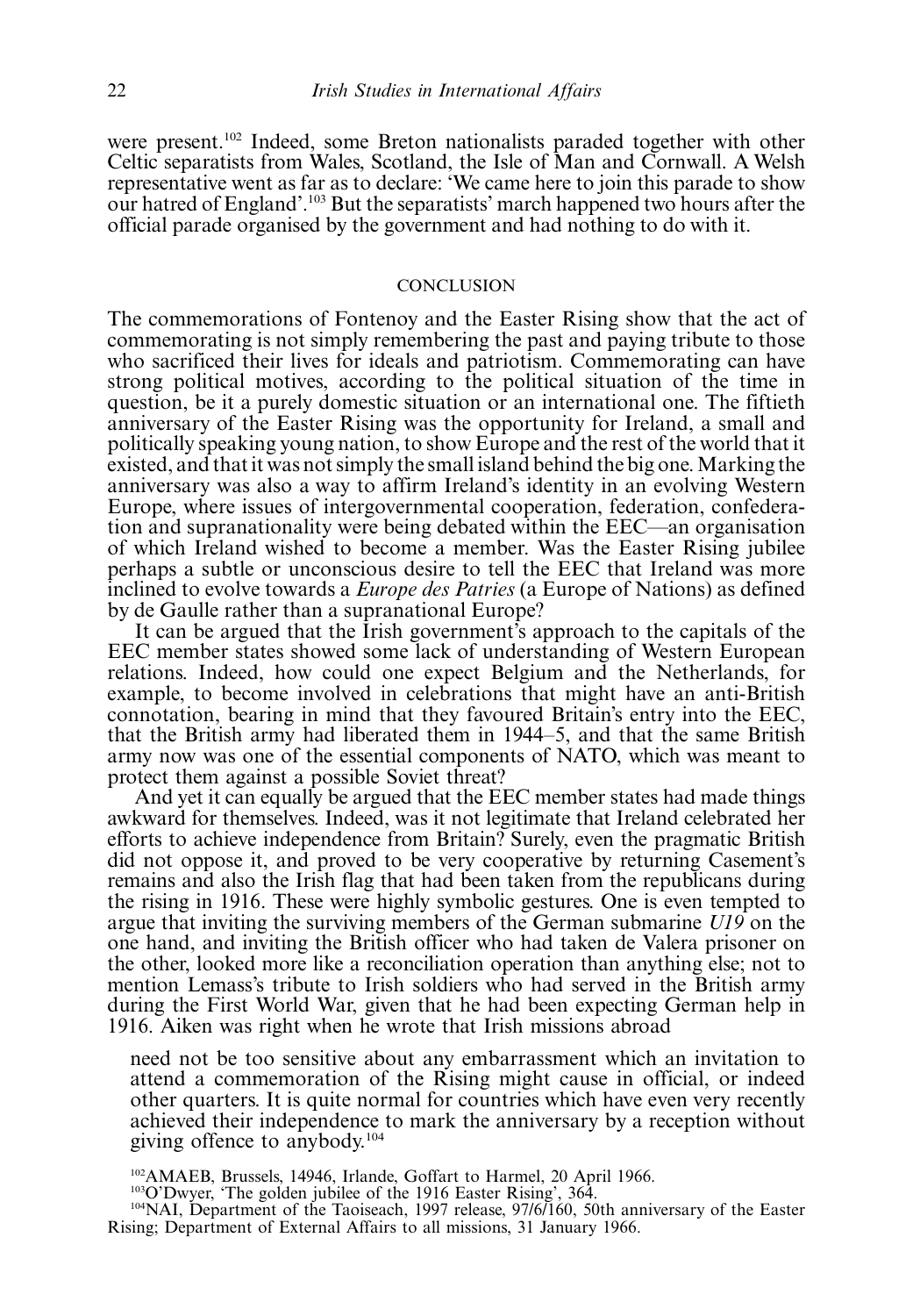were present.[102] Indeed, some Breton nationalists paraded together with other Celtic separatists from Wales, Scotland, the Isle of Man and Cornwall. A Welsh representative went as far as to declare: 'We came here to join this parade to show our hatred of England'.[103] But the separatists' march happened two hours after the official parade organised by the government and had nothing to do with it.

## CONCLUSION

The commemorations of Fontenoy and the Easter Rising show that the act of commemorating is not simply remembering the past and paying tribute to those who sacrificed their lives for ideals and patriotism. Commemorating can have strong political motives, according to the political situation of the time in question, be it a purely domestic situation or an international one. The fiftieth anniversary of the Easter Rising was the opportunity for Ireland, a small and politically speaking young nation, to show Europe and the rest of the world that it existed, and that it was not simply the small island behind the big one. Marking the anniversary was also a way to affirm Ireland's identity in an evolving Western Europe, where issues of intergovernmental cooperation, federation, confederation and supranationality were being debated within the EEC—an organisation of which Ireland wished to become a member. Was the Easter Rising jubilee perhaps a subtle or unconscious desire to tell the EEC that Ireland was more inclined to evolve towards a *Europe des Patries* (a Europe of Nations) as defined by de Gaulle rather than a supranational Europe?

It can be argued that the Irish government's approach to the capitals of the EEC member states showed some lack of understanding of Western European relations. Indeed, how could one expect Belgium and the Netherlands, for example, to become involved in celebrations that might have an anti-British connotation, bearing in mind that they favoured Britain's entry into the EEC, that the British army had liberated them in 1944–5, and that the same British army now was one of the essential components of NATO, which was meant to protect them against a possible Soviet threat?

And yet it can equally be argued that the EEC member states had made things awkward for themselves. Indeed, was it not legitimate that Ireland celebrated her efforts to achieve independence from Britain? Surely, even the pragmatic British did not oppose it, and proved to be very cooperative by returning Casement's remains and also the Irish flag that had been taken from the republicans during the rising in 1916. These were highly symbolic gestures. One is even tempted to argue that inviting the surviving members of the German submarine *U19* on the one hand, and inviting the British officer who had taken de Valera prisoner on the other, looked more like a reconciliation operation than anything else; not to mention Lemass's tribute to Irish soldiers who had served in the British army during the First World War, given that he had been expecting German help in 1916. Aiken was right when he wrote that Irish missions abroad

> need not be too sensitive about any embarrassment which an invitation to attend a commemoration of the Rising might cause in official, or indeed other quarters. It is quite normal for countries which have even very recently achieved their independence to mark the anniversary by a reception without giving offence to anybody.[104]

[102] AMAEB, Brussels, 14946, Irlande, Goffart to Harmel, 20 April 1966.

[103] O'Dwyer, 'The golden jubilee of the 1916 Easter Rising', 364.

[104] NAI, Department of the Taoiseach, 1997 release, 97/6/160, 50th anniversary of the Easter Rising; Department of External Affairs to all missions, 31 January 1966.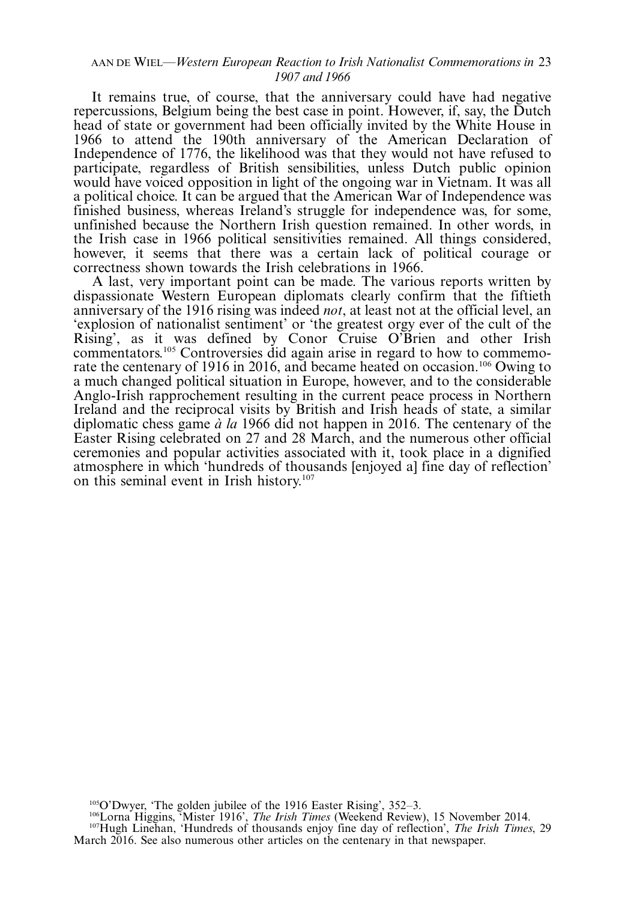It remains true, of course, that the anniversary could have had negative repercussions, Belgium being the best case in point. However, if, say, the Dutch head of state or government had been officially invited by the White House in 1966 to attend the 190th anniversary of the American Declaration of Independence of 1776, the likelihood was that they would not have refused to participate, regardless of British sensibilities, unless Dutch public opinion would have voiced opposition in light of the ongoing war in Vietnam. It was all a political choice. It can be argued that the American War of Independence was finished business, whereas Ireland's struggle for independence was, for some, unfinished because the Northern Irish question remained. In other words, in the Irish case in 1966 political sensitivities remained. All things considered, however, it seems that there was a certain lack of political courage or correctness shown towards the Irish celebrations in 1966.

A last, very important point can be made. The various reports written by dispassionate Western European diplomats clearly confirm that the fiftieth anniversary of the 1916 rising was indeed *not*, at least not at the official level, an 'explosion of nationalist sentiment' or 'the greatest orgy ever of the cult of the Rising', as it was defined by Conor Cruise O'Brien and other Irish commentators.[105] Controversies did again arise in regard to how to commemorate the centenary of 1916 in 2016, and became heated on occasion.[106] Owing to a much changed political situation in Europe, however, and to the considerable Anglo-Irish rapprochement resulting in the current peace process in Northern Ireland and the reciprocal visits by British and Irish heads of state, a similar diplomatic chess game *à la* 1966 did not happen in 2016. The centenary of the Easter Rising celebrated on 27 and 28 March, and the numerous other official ceremonies and popular activities associated with it, took place in a dignified atmosphere in which 'hundreds of thousands [enjoyed a] fine day of reflection' on this seminal event in Irish history.[107]

[105] O'Dwyer, 'The golden jubilee of the 1916 Easter Rising', 352–3.

[106] Lorna Higgins, 'Mister 1916', *The Irish Times* (Weekend Review), 15 November 2014.

[107] Hugh Linehan, 'Hundreds of thousands enjoy fine day of reflection', *The Irish Times*, 29 March 2016. See also numerous other articles on the centenary in that newspaper.